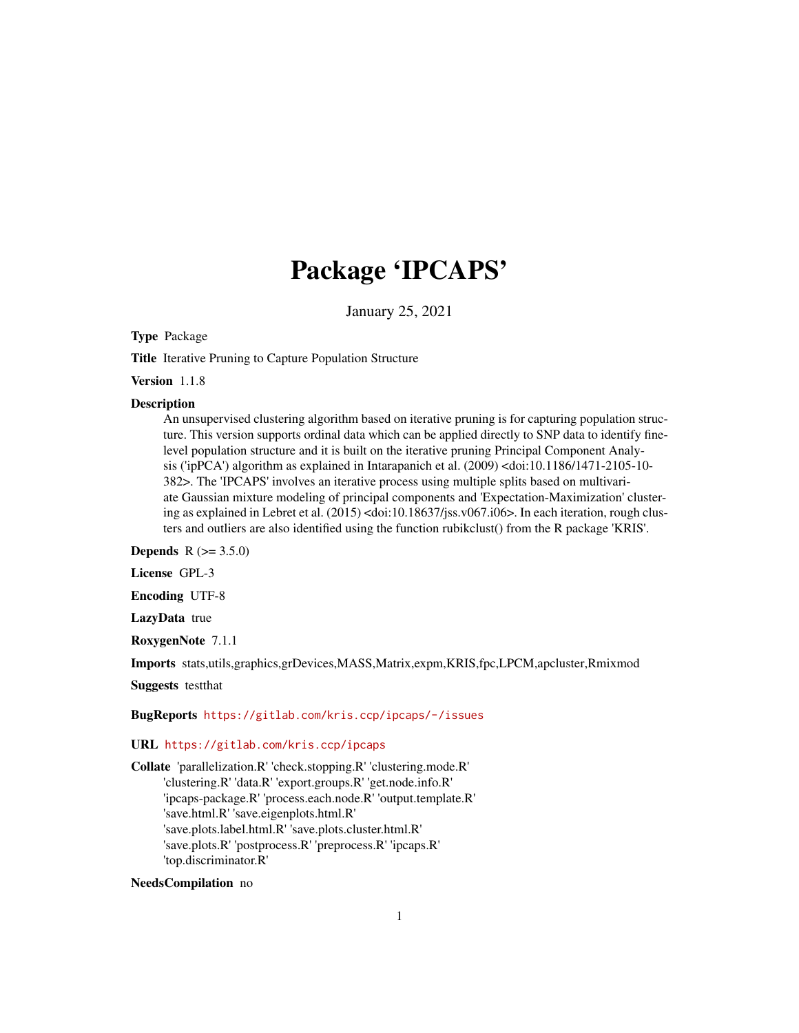# Package 'IPCAPS'

January 25, 2021

**Type** Package

**Title** Iterative Pruning to Capture Population Structure

**Version** 1.1.8

**Description** An unsupervised clustering algorithm based on iterative pruning is for capturing population structure. This version supports ordinal data which can be applied directly to SNP data to identify fine-level population structure and it is built on the iterative pruning Principal Component Analysis ('ipPCA') algorithm as explained in Intarapanich et al. (2009) <doi:10.1186/1471-2105-10-382>. The 'IPCAPS' involves an iterative process using multiple splits based on multivariate Gaussian mixture modeling of principal components and 'Expectation-Maximization' clustering as explained in Lebret et al. (2015) <doi:10.18637/jss.v067.i06>. In each iteration, rough clusters and outliers are also identified using the function rubikclust() from the R package 'KRIS'.

**Depends** R (>= 3.5.0)

**License** GPL-3

**Encoding** UTF-8

**LazyData** true

**RoxygenNote** 7.1.1

**Imports** stats,utils,graphics,grDevices,MASS,Matrix,expm,KRIS,fpc,LPCM,apcluster,Rmixmod

**Suggests** testthat

**BugReports** https://gitlab.com/kris.ccp/ipcaps/-/issues

**URL** https://gitlab.com/kris.ccp/ipcaps

**Collate** 'parallelization.R' 'check.stopping.R' 'clustering.mode.R' 'clustering.R' 'data.R' 'export.groups.R' 'get.node.info.R' 'ipcaps-package.R' 'process.each.node.R' 'output.template.R' 'save.html.R' 'save.eigenplots.html.R' 'save.plots.label.html.R' 'save.plots.cluster.html.R' 'save.plots.R' 'postprocess.R' 'preprocess.R' 'ipcaps.R' 'top.discriminator.R'

**NeedsCompilation** no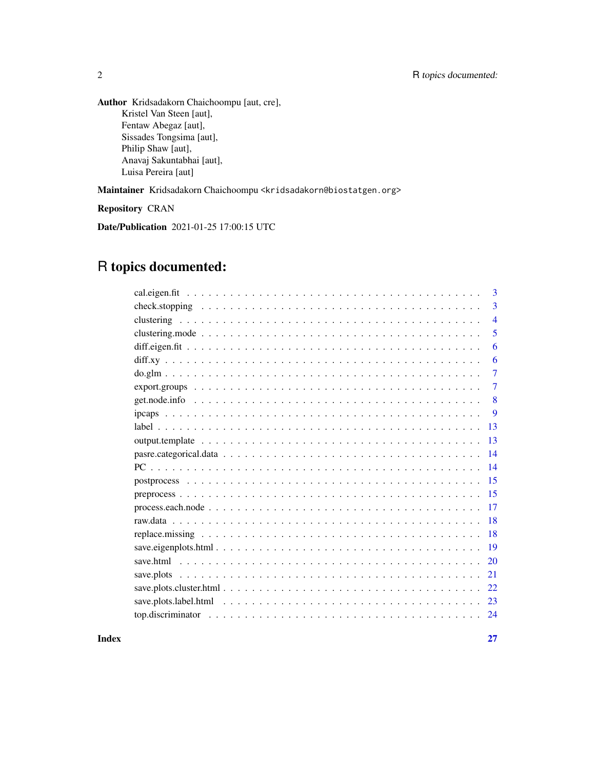**Author** Kridsadakorn Chaichoompu [aut, cre],
Kristel Van Steen [aut],
Fentaw Abegaz [aut],
Sissades Tongsima [aut],
Philip Shaw [aut],
Anavaj Sakuntabhai [aut],
Luisa Pereira [aut]

**Maintainer** Kridsadakorn Chaichoompu <kridsadakorn@biostatgen.org>

**Repository** CRAN

**Date/Publication** 2021-01-25 17:00:15 UTC

# R topics documented:

| | |
|---|---|
| cal.eigen.fit | 3 |
| check.stopping | 3 |
| clustering | 4 |
| clustering.mode | 5 |
| diff.eigen.fit | 6 |
| diff.xy | 6 |
| do.glm | 7 |
| export.groups | 7 |
| get.node.info | 8 |
| ipcaps | 9 |
| label | 13 |
| output.template | 13 |
| pasre.categorical.data | 14 |
| PC | 14 |
| postprocess | 15 |
| preprocess | 15 |
| process.each.node | 17 |
| raw.data | 18 |
| replace.missing | 18 |
| save.eigenplots.html | 19 |
| save.html | 20 |
| save.plots | 21 |
| save.plots.cluster.html | 22 |
| save.plots.label.html | 23 |
| top.discriminator | 24 |

**Index** **27**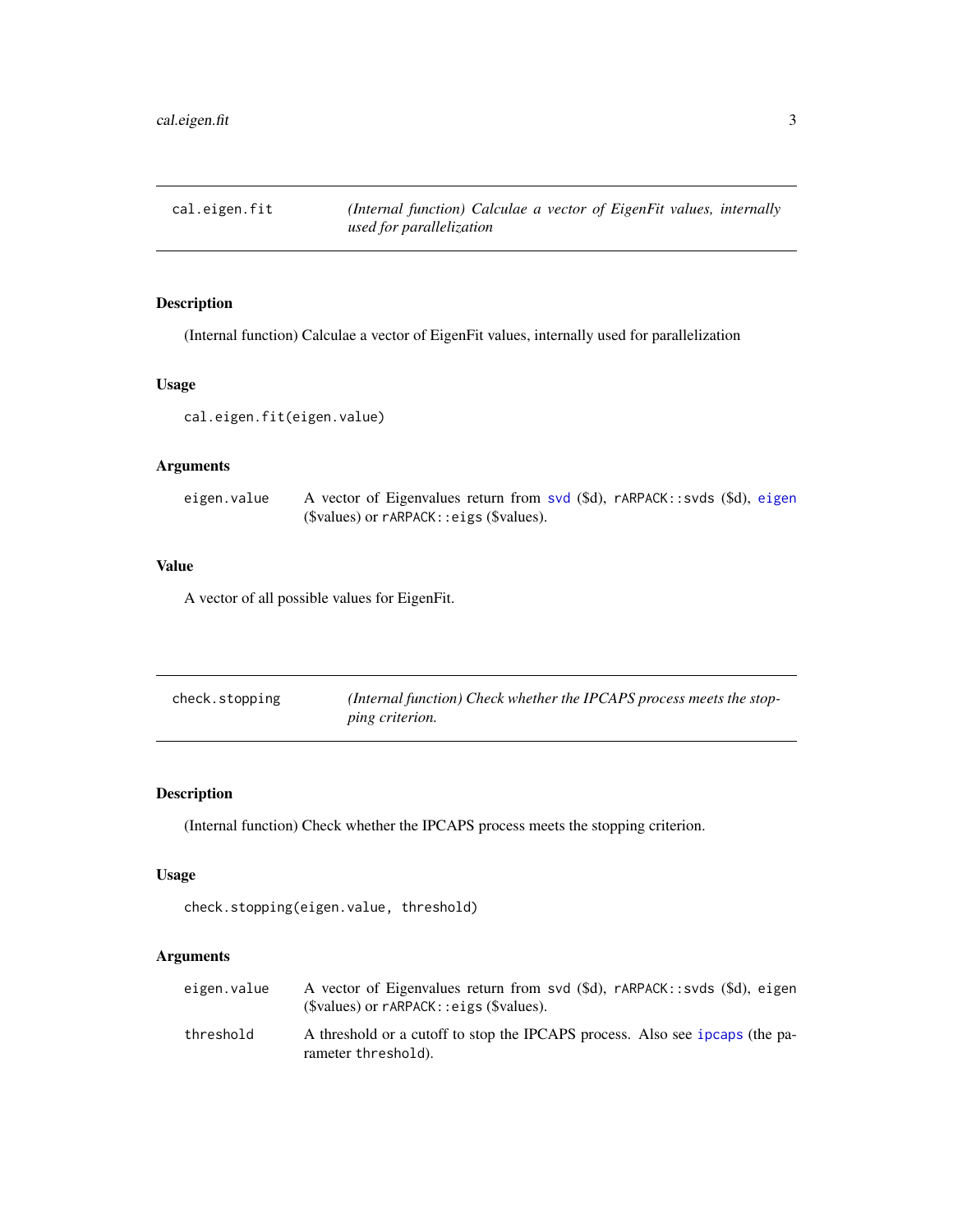## cal.eigen.fit

*(Internal function) Calculae a vector of EigenFit values, internally used for parallelization*

### Description

(Internal function) Calculae a vector of EigenFit values, internally used for parallelization

### Usage

```
cal.eigen.fit(eigen.value)
```

### Arguments

| | |
|---|---|
| `eigen.value` | A vector of Eigenvalues return from `svd` ($d), `rARPACK::svds` ($d), `eigen` ($values) or `rARPACK::eigs` ($values). |

### Value

A vector of all possible values for EigenFit.

## check.stopping

*(Internal function) Check whether the IPCAPS process meets the stopping criterion.*

### Description

(Internal function) Check whether the IPCAPS process meets the stopping criterion.

### Usage

```
check.stopping(eigen.value, threshold)
```

### Arguments

| | |
|---|---|
| `eigen.value` | A vector of Eigenvalues return from svd ($d), `rARPACK::svds` ($d), eigen ($values) or `rARPACK::eigs` ($values). |
| `threshold` | A threshold or a cutoff to stop the IPCAPS process. Also see `ipcaps` (the parameter `threshold`). |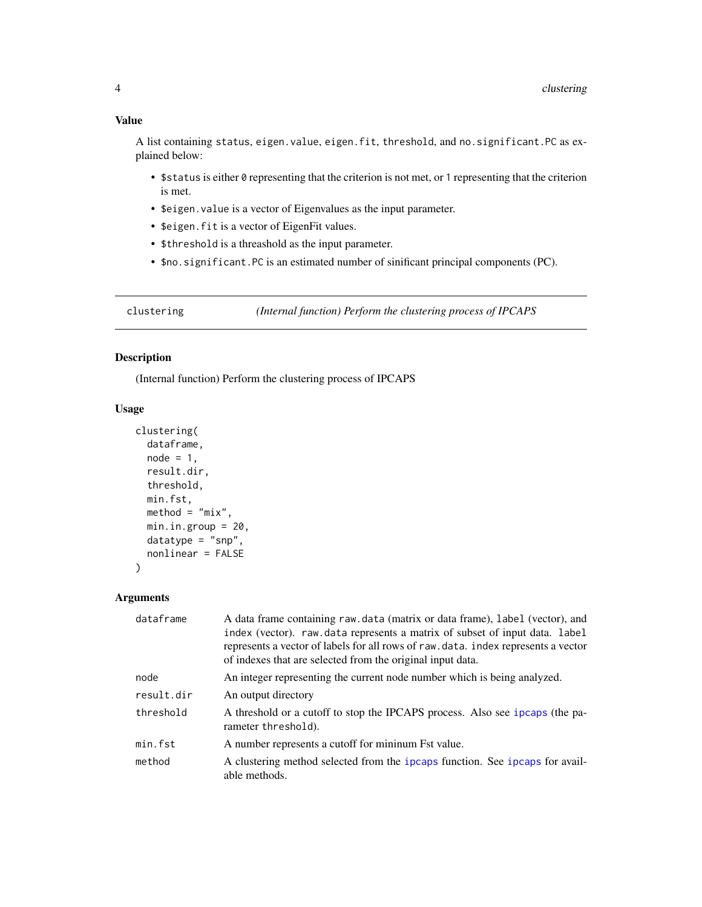### Value

A list containing `status`, `eigen.value`, `eigen.fit`, `threshold`, and `no.significant.PC` as explained below:

- `$status` is either `0` representing that the criterion is not met, or `1` representing that the criterion is met.
- `$eigen.value` is a vector of Eigenvalues as the input parameter.
- `$eigen.fit` is a vector of EigenFit values.
- `$threshold` is a threashold as the input parameter.
- `$no.significant.PC` is an estimated number of sinificant principal components (PC).

---

## clustering — *(Internal function) Perform the clustering process of IPCAPS*

### Description

(Internal function) Perform the clustering process of IPCAPS

### Usage

```
clustering(
  dataframe,
  node = 1,
  result.dir,
  threshold,
  min.fst,
  method = "mix",
  min.in.group = 20,
  datatype = "snp",
  nonlinear = FALSE
)
```

### Arguments

| | |
|---|---|
| `dataframe` | A data frame containing `raw.data` (matrix or data frame), `label` (vector), and `index` (vector). `raw.data` represents a matrix of subset of input data. `label` represents a vector of labels for all rows of `raw.data`. `index` represents a vector of indexes that are selected from the original input data. |
| `node` | An integer representing the current node number which is being analyzed. |
| `result.dir` | An output directory |
| `threshold` | A threshold or a cutoff to stop the IPCAPS process. Also see `ipcaps` (the parameter `threshold`). |
| `min.fst` | A number represents a cutoff for mininum Fst value. |
| `method` | A clustering method selected from the `ipcaps` function. See `ipcaps` for available methods. |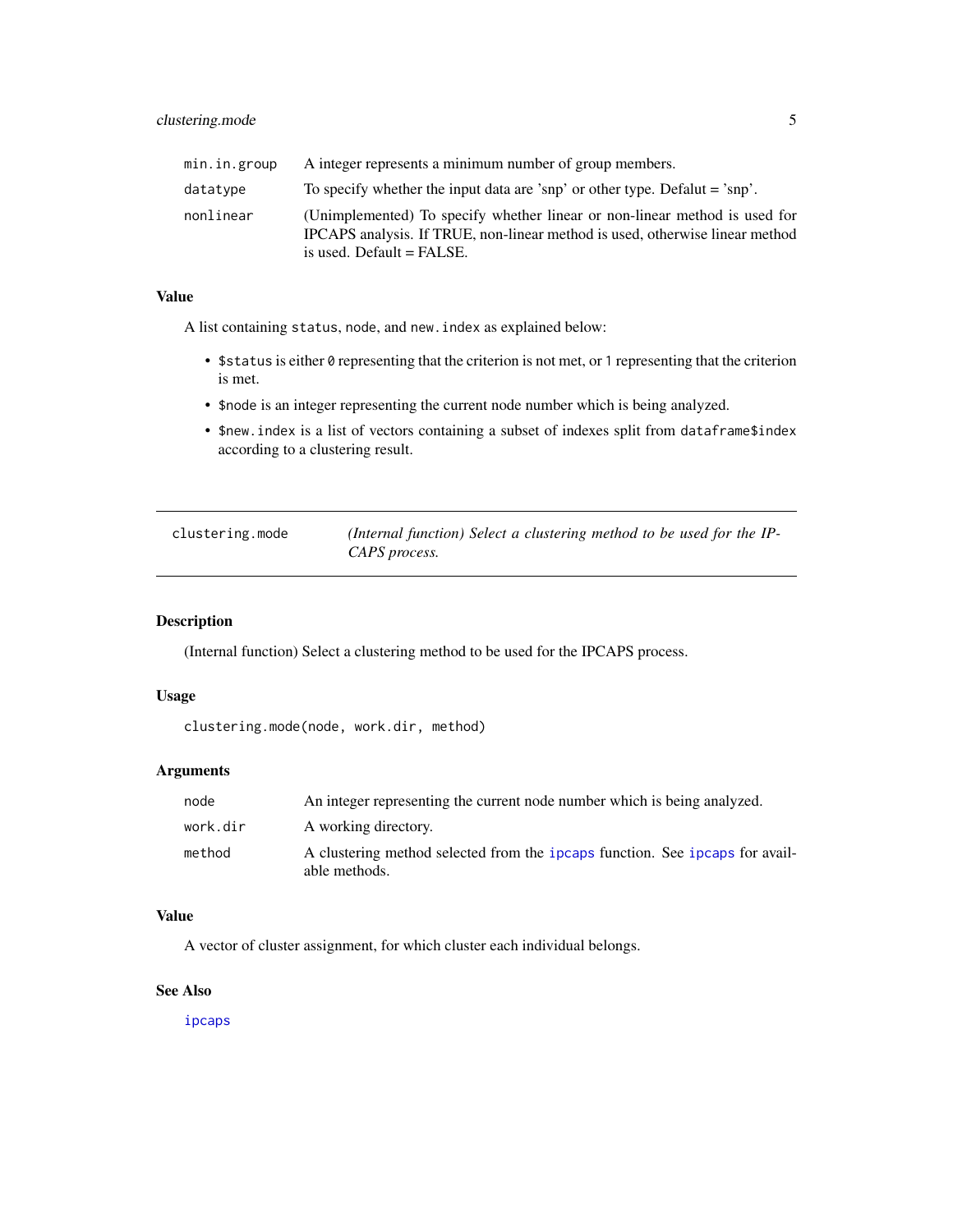| | |
|---|---|
| `min.in.group` | A integer represents a minimum number of group members. |
| `datatype` | To specify whether the input data are 'snp' or other type. Defalut = 'snp'. |
| `nonlinear` | (Unimplemented) To specify whether linear or non-linear method is used for IPCAPS analysis. If TRUE, non-linear method is used, otherwise linear method is used. Default = FALSE. |

### Value

A list containing `status`, `node`, and `new.index` as explained below:

- `$status` is either `0` representing that the criterion is not met, or `1` representing that the criterion is met.
- `$node` is an integer representing the current node number which is being analyzed.
- `$new.index` is a list of vectors containing a subset of indexes split from `dataframe$index` according to a clustering result.

---

## clustering.mode — *(Internal function) Select a clustering method to be used for the IPCAPS process.*

---

### Description

(Internal function) Select a clustering method to be used for the IPCAPS process.

### Usage

```
clustering.mode(node, work.dir, method)
```

### Arguments

| | |
|---|---|
| `node` | An integer representing the current node number which is being analyzed. |
| `work.dir` | A working directory. |
| `method` | A clustering method selected from the `ipcaps` function. See `ipcaps` for available methods. |

### Value

A vector of cluster assignment, for which cluster each individual belongs.

### See Also

`ipcaps`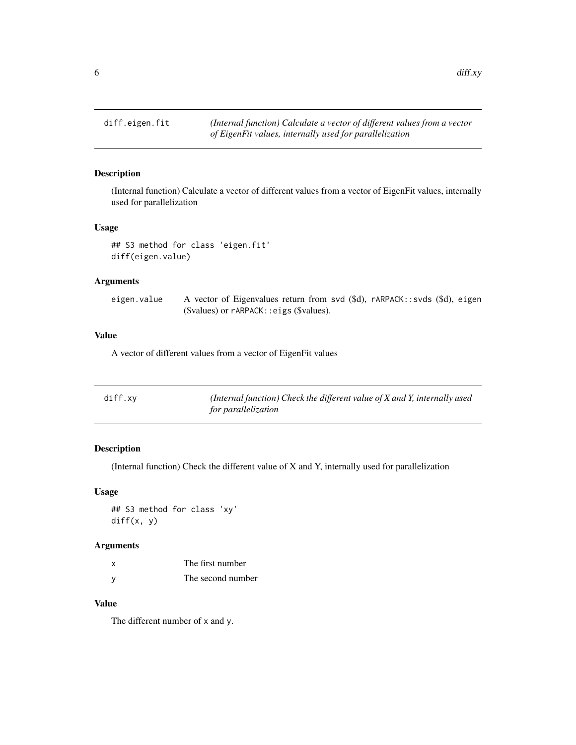## diff.eigen.fit

*(Internal function) Calculate a vector of different values from a vector of EigenFit values, internally used for parallelization*

### Description

(Internal function) Calculate a vector of different values from a vector of EigenFit values, internally used for parallelization

### Usage

```
## S3 method for class 'eigen.fit'
diff(eigen.value)
```

### Arguments

| | |
|---|---|
| `eigen.value` | A vector of Eigenvalues return from svd ($d), `rARPACK::svds` ($d), eigen ($values) or `rARPACK::eigs` ($values). |

### Value

A vector of different values from a vector of EigenFit values

## diff.xy

*(Internal function) Check the different value of X and Y, internally used for parallelization*

### Description

(Internal function) Check the different value of X and Y, internally used for parallelization

### Usage

```
## S3 method for class 'xy'
diff(x, y)
```

### Arguments

| | |
|---|---|
| `x` | The first number |
| `y` | The second number |

### Value

The different number of `x` and `y`.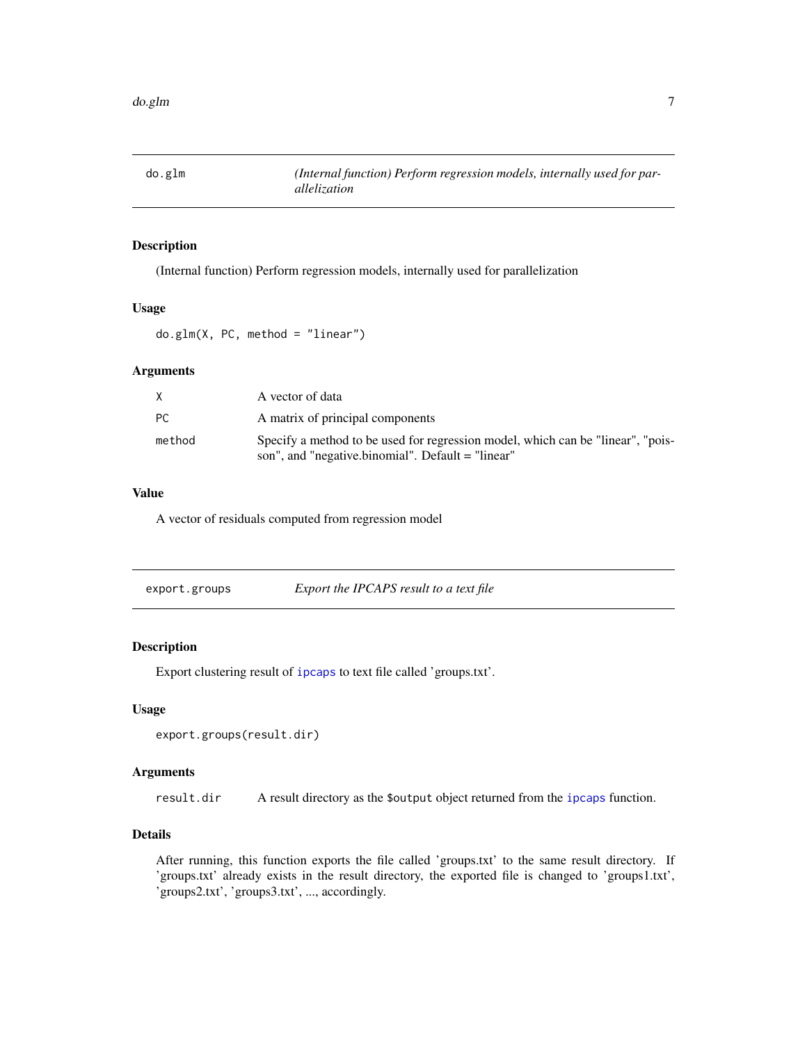## do.glm — *(Internal function) Perform regression models, internally used for parallelization*

### Description

(Internal function) Perform regression models, internally used for parallelization

### Usage

```
do.glm(X, PC, method = "linear")
```

### Arguments

| | |
|---|---|
| X | A vector of data |
| PC | A matrix of principal components |
| method | Specify a method to be used for regression model, which can be "linear", "poisson", and "negative.binomial". Default = "linear" |

### Value

A vector of residuals computed from regression model

## export.groups — *Export the IPCAPS result to a text file*

### Description

Export clustering result of `ipcaps` to text file called 'groups.txt'.

### Usage

```
export.groups(result.dir)
```

### Arguments

| | |
|---|---|
| result.dir | A result directory as the `$output` object returned from the `ipcaps` function. |

### Details

After running, this function exports the file called 'groups.txt' to the same result directory. If 'groups.txt' already exists in the result directory, the exported file is changed to 'groups1.txt', 'groups2.txt', 'groups3.txt', ..., accordingly.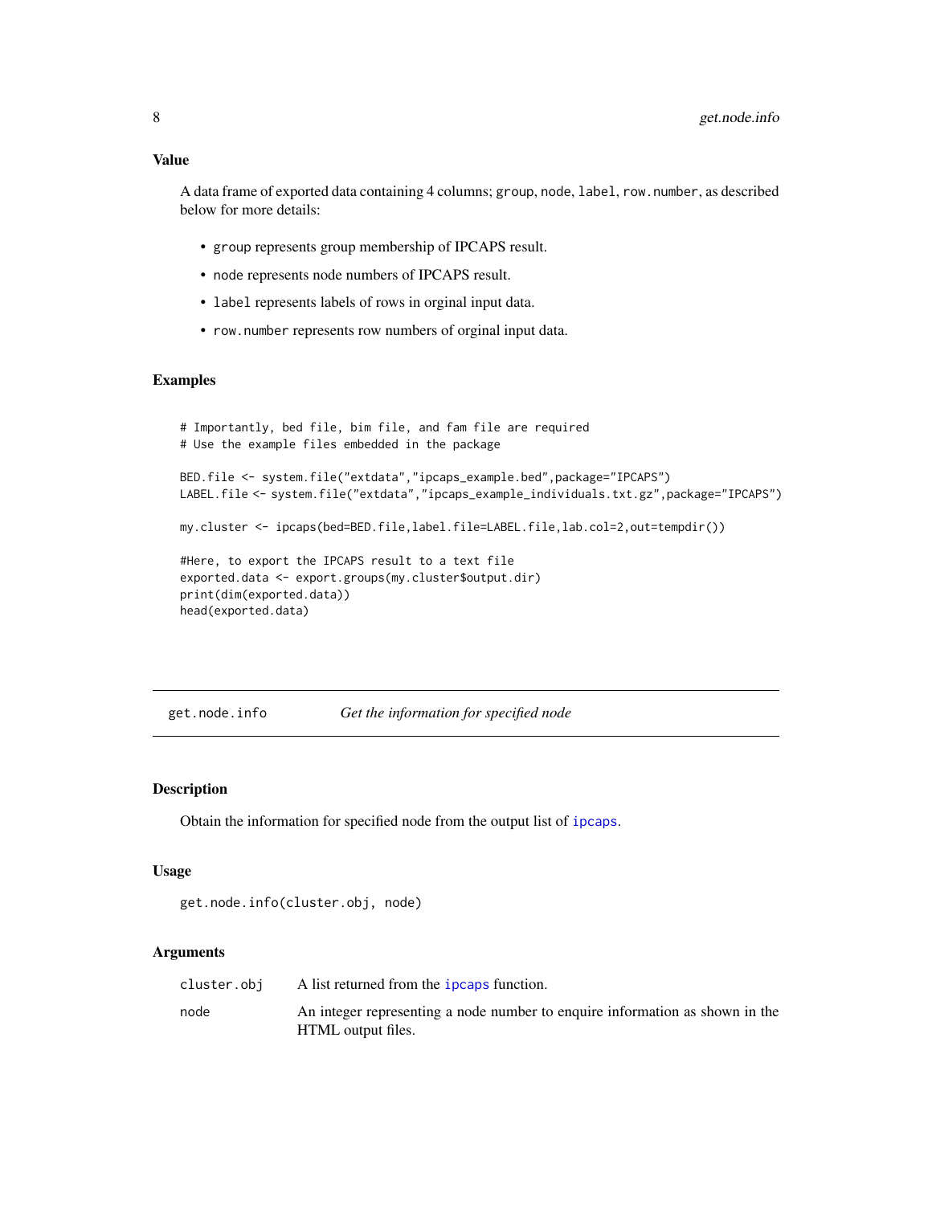### Value

A data frame of exported data containing 4 columns; `group`, `node`, `label`, `row.number`, as described below for more details:

- `group` represents group membership of IPCAPS result.
- `node` represents node numbers of IPCAPS result.
- `label` represents labels of rows in orginal input data.
- `row.number` represents row numbers of orginal input data.

### Examples

```
# Importantly, bed file, bim file, and fam file are required
# Use the example files embedded in the package

BED.file <- system.file("extdata","ipcaps_example.bed",package="IPCAPS")
LABEL.file <- system.file("extdata","ipcaps_example_individuals.txt.gz",package="IPCAPS")

my.cluster <- ipcaps(bed=BED.file,label.file=LABEL.file,lab.col=2,out=tempdir())

#Here, to export the IPCAPS result to a text file
exported.data <- export.groups(my.cluster$output.dir)
print(dim(exported.data))
head(exported.data)
```

---

## get.node.info &nbsp;&nbsp;&nbsp;&nbsp; *Get the information for specified node*

### Description

Obtain the information for specified node from the output list of `ipcaps`.

### Usage

```
get.node.info(cluster.obj, node)
```

### Arguments

| | |
|---|---|
| `cluster.obj` | A list returned from the `ipcaps` function. |
| `node` | An integer representing a node number to enquire information as shown in the HTML output files. |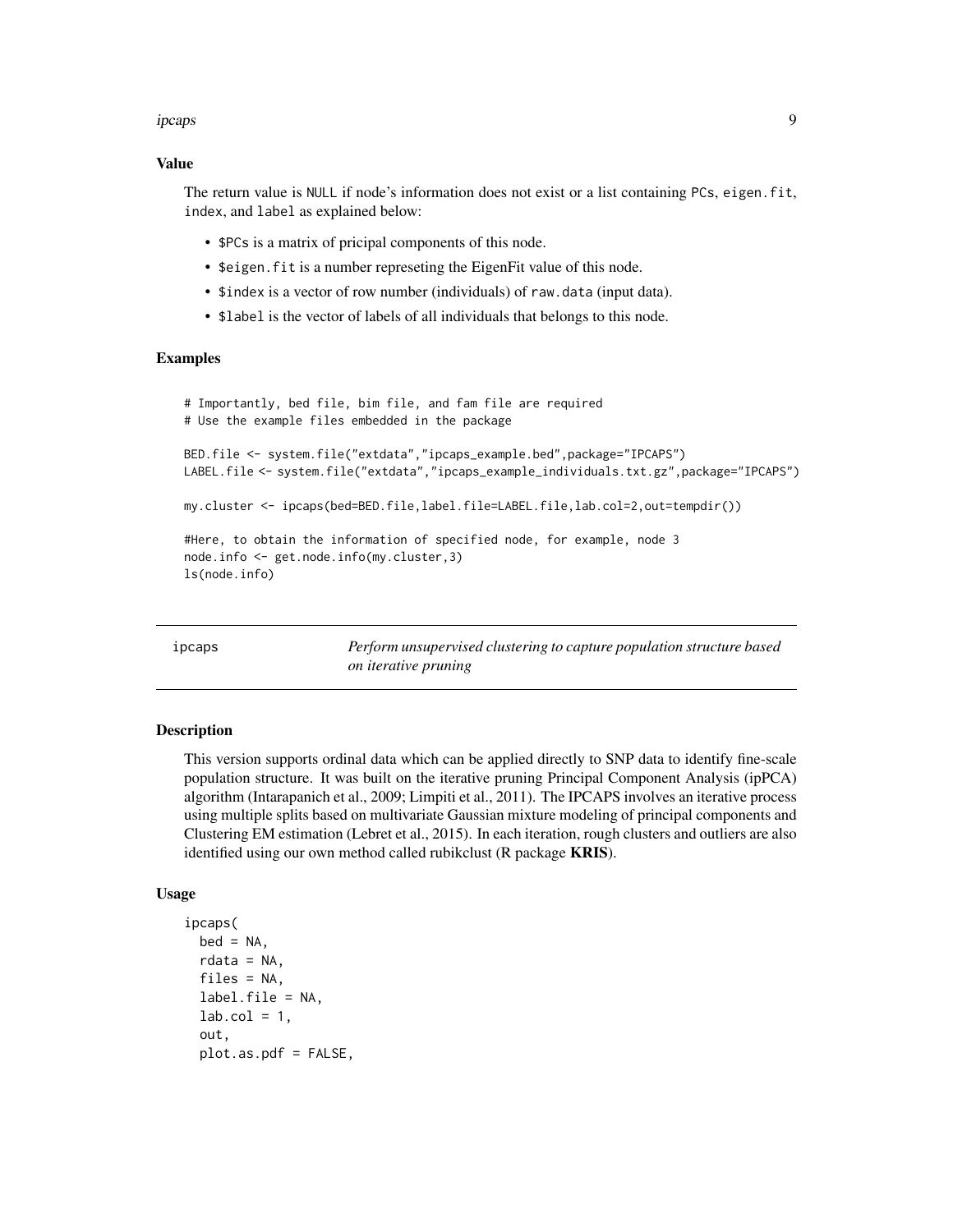### Value

The return value is NULL if node's information does not exist or a list containing PCs, eigen.fit, index, and label as explained below:

- $PCs is a matrix of pricipal components of this node.
- $eigen.fit is a number represeting the EigenFit value of this node.
- $index is a vector of row number (individuals) of raw.data (input data).
- $label is the vector of labels of all individuals that belongs to this node.

### Examples

```
# Importantly, bed file, bim file, and fam file are required
# Use the example files embedded in the package

BED.file <- system.file("extdata","ipcaps_example.bed",package="IPCAPS")
LABEL.file <- system.file("extdata","ipcaps_example_individuals.txt.gz",package="IPCAPS")

my.cluster <- ipcaps(bed=BED.file,label.file=LABEL.file,lab.col=2,out=tempdir())

#Here, to obtain the information of specified node, for example, node 3
node.info <- get.node.info(my.cluster,3)
ls(node.info)
```

## ipcaps — *Perform unsupervised clustering to capture population structure based on iterative pruning*

### Description

This version supports ordinal data which can be applied directly to SNP data to identify fine-scale population structure. It was built on the iterative pruning Principal Component Analysis (ipPCA) algorithm (Intarapanich et al., 2009; Limpiti et al., 2011). The IPCAPS involves an iterative process using multiple splits based on multivariate Gaussian mixture modeling of principal components and Clustering EM estimation (Lebret et al., 2015). In each iteration, rough clusters and outliers are also identified using our own method called rubikclust (R package **KRIS**).

### Usage

```
ipcaps(
  bed = NA,
  rdata = NA,
  files = NA,
  label.file = NA,
  lab.col = 1,
  out,
  plot.as.pdf = FALSE,
```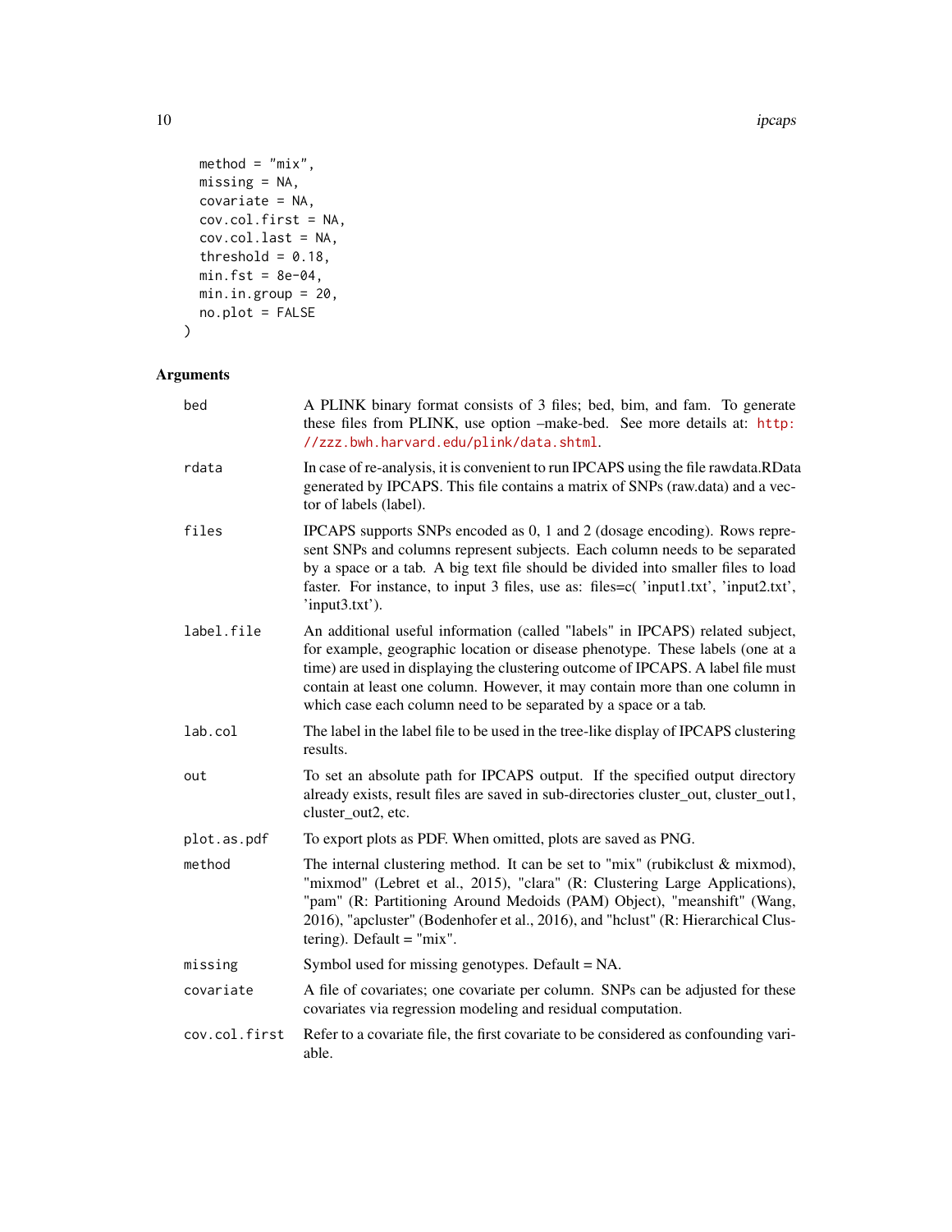```
  method = "mix",
  missing = NA,
  covariate = NA,
  cov.col.first = NA,
  cov.col.last = NA,
  threshold = 0.18,
  min.fst = 8e-04,
  min.in.group = 20,
  no.plot = FALSE
)
```

## Arguments

| | |
|---|---|
| bed | A PLINK binary format consists of 3 files; bed, bim, and fam. To generate these files from PLINK, use option –make-bed. See more details at: http://zzz.bwh.harvard.edu/plink/data.shtml. |
| rdata | In case of re-analysis, it is convenient to run IPCAPS using the file rawdata.RData generated by IPCAPS. This file contains a matrix of SNPs (raw.data) and a vector of labels (label). |
| files | IPCAPS supports SNPs encoded as 0, 1 and 2 (dosage encoding). Rows represent SNPs and columns represent subjects. Each column needs to be separated by a space or a tab. A big text file should be divided into smaller files to load faster. For instance, to input 3 files, use as: files=c( 'input1.txt', 'input2.txt', 'input3.txt'). |
| label.file | An additional useful information (called "labels" in IPCAPS) related subject, for example, geographic location or disease phenotype. These labels (one at a time) are used in displaying the clustering outcome of IPCAPS. A label file must contain at least one column. However, it may contain more than one column in which case each column need to be separated by a space or a tab. |
| lab.col | The label in the label file to be used in the tree-like display of IPCAPS clustering results. |
| out | To set an absolute path for IPCAPS output. If the specified output directory already exists, result files are saved in sub-directories cluster_out, cluster_out1, cluster_out2, etc. |
| plot.as.pdf | To export plots as PDF. When omitted, plots are saved as PNG. |
| method | The internal clustering method. It can be set to "mix" (rubikclust & mixmod), "mixmod" (Lebret et al., 2015), "clara" (R: Clustering Large Applications), "pam" (R: Partitioning Around Medoids (PAM) Object), "meanshift" (Wang, 2016), "apcluster" (Bodenhofer et al., 2016), and "hclust" (R: Hierarchical Clustering). Default = "mix". |
| missing | Symbol used for missing genotypes. Default = NA. |
| covariate | A file of covariates; one covariate per column. SNPs can be adjusted for these covariates via regression modeling and residual computation. |
| cov.col.first | Refer to a covariate file, the first covariate to be considered as confounding variable. |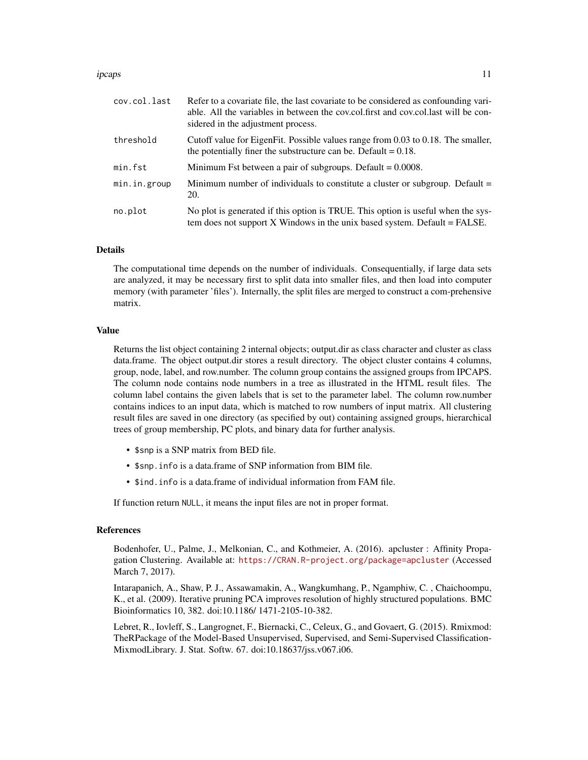| | |
|---|---|
| `cov.col.last` | Refer to a covariate file, the last covariate to be considered as confounding variable. All the variables in between the cov.col.first and cov.col.last will be considered in the adjustment process. |
| `threshold` | Cutoff value for EigenFit. Possible values range from 0.03 to 0.18. The smaller, the potentially finer the substructure can be. Default = 0.18. |
| `min.fst` | Minimum Fst between a pair of subgroups. Default = 0.0008. |
| `min.in.group` | Minimum number of individuals to constitute a cluster or subgroup. Default = 20. |
| `no.plot` | No plot is generated if this option is TRUE. This option is useful when the system does not support X Windows in the unix based system. Default = FALSE. |

## Details

The computational time depends on the number of individuals. Consequentially, if large data sets are analyzed, it may be necessary first to split data into smaller files, and then load into computer memory (with parameter 'files'). Internally, the split files are merged to construct a com-prehensive matrix.

## Value

Returns the list object containing 2 internal objects; output.dir as class character and cluster as class data.frame. The object output.dir stores a result directory. The object cluster contains 4 columns, group, node, label, and row.number. The column group contains the assigned groups from IPCAPS. The column node contains node numbers in a tree as illustrated in the HTML result files. The column label contains the given labels that is set to the parameter label. The column row.number contains indices to an input data, which is matched to row numbers of input matrix. All clustering result files are saved in one directory (as specified by out) containing assigned groups, hierarchical trees of group membership, PC plots, and binary data for further analysis.

- `$snp` is a SNP matrix from BED file.
- `$snp.info` is a data.frame of SNP information from BIM file.
- `$ind.info` is a data.frame of individual information from FAM file.

If function return `NULL`, it means the input files are not in proper format.

## References

Bodenhofer, U., Palme, J., Melkonian, C., and Kothmeier, A. (2016). apcluster : Affinity Propagation Clustering. Available at: https://CRAN.R-project.org/package=apcluster (Accessed March 7, 2017).

Intarapanich, A., Shaw, P. J., Assawamakin, A., Wangkumhang, P., Ngamphiw, C. , Chaichoompu, K., et al. (2009). Iterative pruning PCA improves resolution of highly structured populations. BMC Bioinformatics 10, 382. doi:10.1186/ 1471-2105-10-382.

Lebret, R., Iovleff, S., Langrognet, F., Biernacki, C., Celeux, G., and Govaert, G. (2015). Rmixmod: TheRPackage of the Model-Based Unsupervised, Supervised, and Semi-Supervised Classification-MixmodLibrary. J. Stat. Softw. 67. doi:10.18637/jss.v067.i06.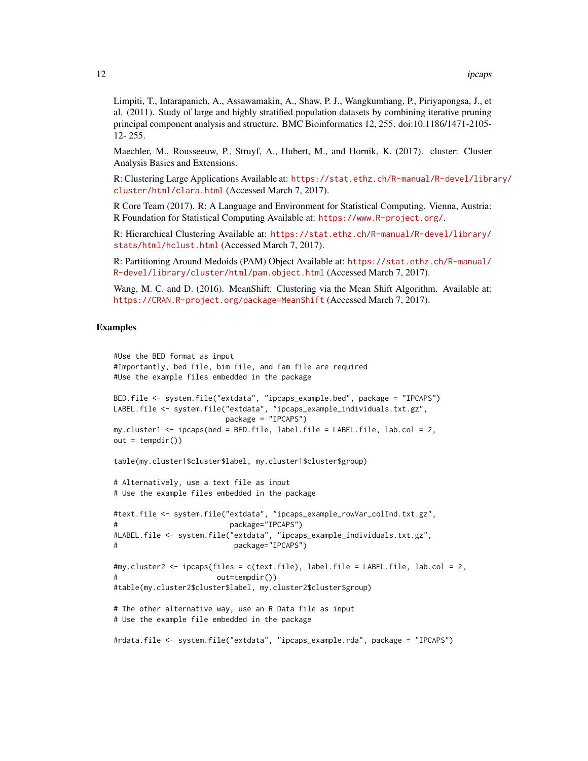Limpiti, T., Intarapanich, A., Assawamakin, A., Shaw, P. J., Wangkumhang, P., Piriyapongsa, J., et al. (2011). Study of large and highly stratified population datasets by combining iterative pruning principal component analysis and structure. BMC Bioinformatics 12, 255. doi:10.1186/1471-2105-12- 255.

Maechler, M., Rousseeuw, P., Struyf, A., Hubert, M., and Hornik, K. (2017). cluster: Cluster Analysis Basics and Extensions.

R: Clustering Large Applications Available at: https://stat.ethz.ch/R-manual/R-devel/library/cluster/html/clara.html (Accessed March 7, 2017).

R Core Team (2017). R: A Language and Environment for Statistical Computing. Vienna, Austria: R Foundation for Statistical Computing Available at: https://www.R-project.org/.

R: Hierarchical Clustering Available at: https://stat.ethz.ch/R-manual/R-devel/library/stats/html/hclust.html (Accessed March 7, 2017).

R: Partitioning Around Medoids (PAM) Object Available at: https://stat.ethz.ch/R-manual/R-devel/library/cluster/html/pam.object.html (Accessed March 7, 2017).

Wang, M. C. and D. (2016). MeanShift: Clustering via the Mean Shift Algorithm. Available at: https://CRAN.R-project.org/package=MeanShift (Accessed March 7, 2017).

## Examples

```
#Use the BED format as input
#Importantly, bed file, bim file, and fam file are required
#Use the example files embedded in the package

BED.file <- system.file("extdata", "ipcaps_example.bed", package = "IPCAPS")
LABEL.file <- system.file("extdata", "ipcaps_example_individuals.txt.gz",
                          package = "IPCAPS")
my.cluster1 <- ipcaps(bed = BED.file, label.file = LABEL.file, lab.col = 2,
out = tempdir())

table(my.cluster1$cluster$label, my.cluster1$cluster$group)

# Alternatively, use a text file as input
# Use the example files embedded in the package

#text.file <- system.file("extdata", "ipcaps_example_rowVar_colInd.txt.gz",
#                         package="IPCAPS")
#LABEL.file <- system.file("extdata", "ipcaps_example_individuals.txt.gz",
#                          package="IPCAPS")

#my.cluster2 <- ipcaps(files = c(text.file), label.file = LABEL.file, lab.col = 2,
#                      out=tempdir())
#table(my.cluster2$cluster$label, my.cluster2$cluster$group)

# The other alternative way, use an R Data file as input
# Use the example file embedded in the package

#rdata.file <- system.file("extdata", "ipcaps_example.rda", package = "IPCAPS")
```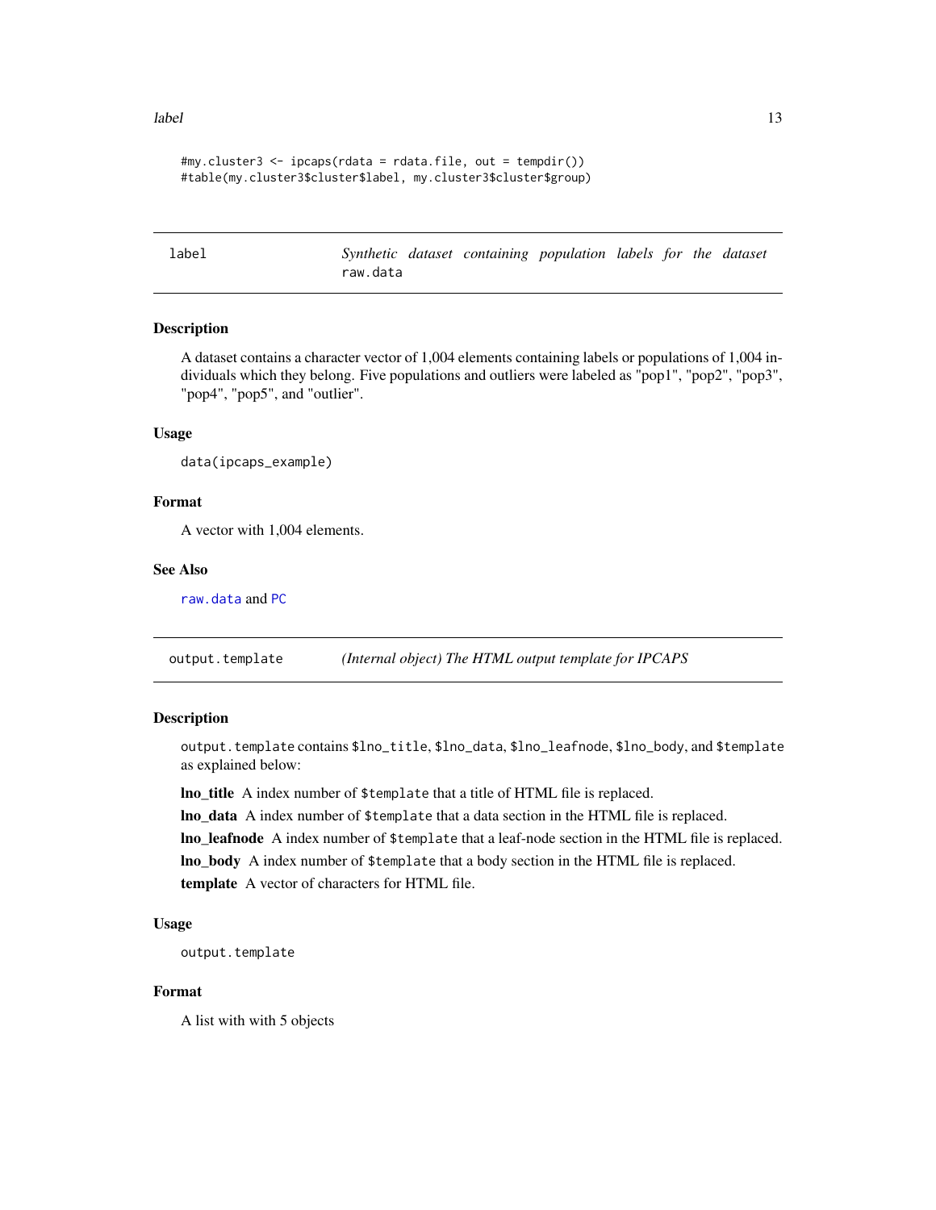```
#my.cluster3 <- ipcaps(rdata = rdata.file, out = tempdir())
#table(my.cluster3$cluster$label, my.cluster3$cluster$group)
```

---

## label — *Synthetic dataset containing population labels for the dataset raw.data*

### Description

A dataset contains a character vector of 1,004 elements containing labels or populations of 1,004 individuals which they belong. Five populations and outliers were labeled as "pop1", "pop2", "pop3", "pop4", "pop5", and "outlier".

### Usage

```
data(ipcaps_example)
```

### Format

A vector with 1,004 elements.

### See Also

`raw.data` and `PC`

---

## output.template — *(Internal object) The HTML output template for IPCAPS*

### Description

`output.template` contains `$lno_title`, `$lno_data`, `$lno_leafnode`, `$lno_body`, and `$template` as explained below:

**lno_title** A index number of `$template` that a title of HTML file is replaced.

**lno_data** A index number of `$template` that a data section in the HTML file is replaced.

**lno_leafnode** A index number of `$template` that a leaf-node section in the HTML file is replaced.

**lno_body** A index number of `$template` that a body section in the HTML file is replaced.

**template** A vector of characters for HTML file.

### Usage

```
output.template
```

### Format

A list with with 5 objects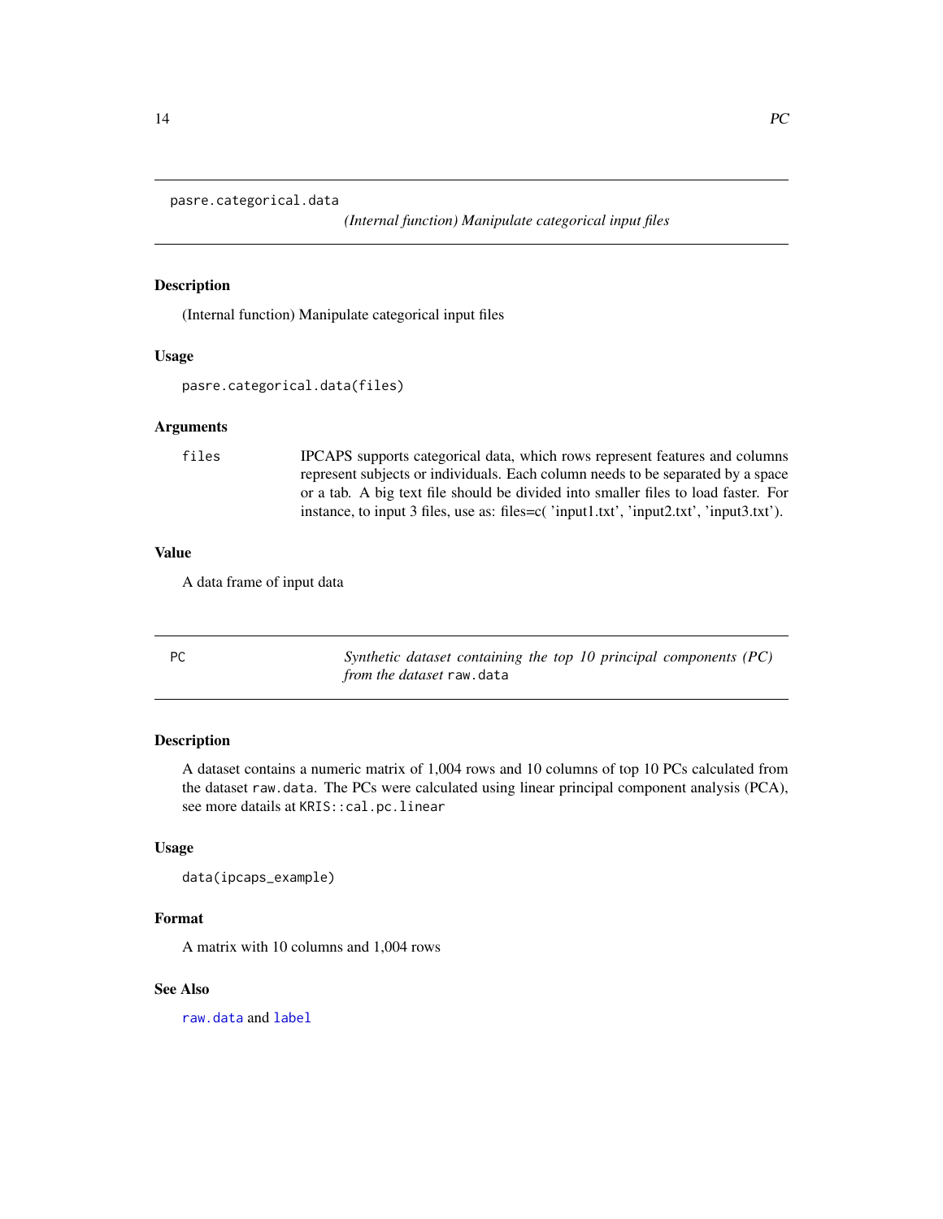## pasre.categorical.data

*(Internal function) Manipulate categorical input files*

### Description

(Internal function) Manipulate categorical input files

### Usage

```
pasre.categorical.data(files)
```

### Arguments

| | |
|---|---|
| files | IPCAPS supports categorical data, which rows represent features and columns represent subjects or individuals. Each column needs to be separated by a space or a tab. A big text file should be divided into smaller files to load faster. For instance, to input 3 files, use as: files=c( 'input1.txt', 'input2.txt', 'input3.txt'). |

### Value

A data frame of input data

## PC

*Synthetic dataset containing the top 10 principal components (PC) from the dataset* `raw.data`

### Description

A dataset contains a numeric matrix of 1,004 rows and 10 columns of top 10 PCs calculated from the dataset `raw.data`. The PCs were calculated using linear principal component analysis (PCA), see more datails at `KRIS::cal.pc.linear`

### Usage

```
data(ipcaps_example)
```

### Format

A matrix with 10 columns and 1,004 rows

### See Also

`raw.data` and `label`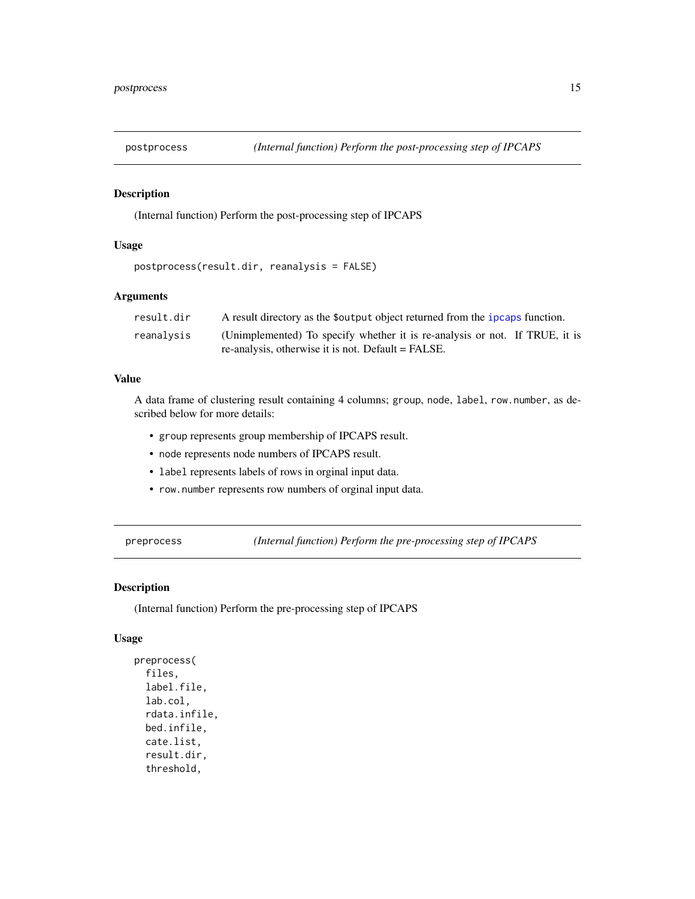## postprocess *(Internal function) Perform the post-processing step of IPCAPS*

### Description

(Internal function) Perform the post-processing step of IPCAPS

### Usage

```
postprocess(result.dir, reanalysis = FALSE)
```

### Arguments

| | |
|---|---|
| result.dir | A result directory as the `$output` object returned from the `ipcaps` function. |
| reanalysis | (Unimplemented) To specify whether it is re-analysis or not. If TRUE, it is re-analysis, otherwise it is not. Default = FALSE. |

### Value

A data frame of clustering result containing 4 columns; `group`, `node`, `label`, `row.number`, as described below for more details:

- `group` represents group membership of IPCAPS result.
- `node` represents node numbers of IPCAPS result.
- `label` represents labels of rows in orginal input data.
- `row.number` represents row numbers of orginal input data.

## preprocess *(Internal function) Perform the pre-processing step of IPCAPS*

### Description

(Internal function) Perform the pre-processing step of IPCAPS

### Usage

```
preprocess(
  files,
  label.file,
  lab.col,
  rdata.infile,
  bed.infile,
  cate.list,
  result.dir,
  threshold,
```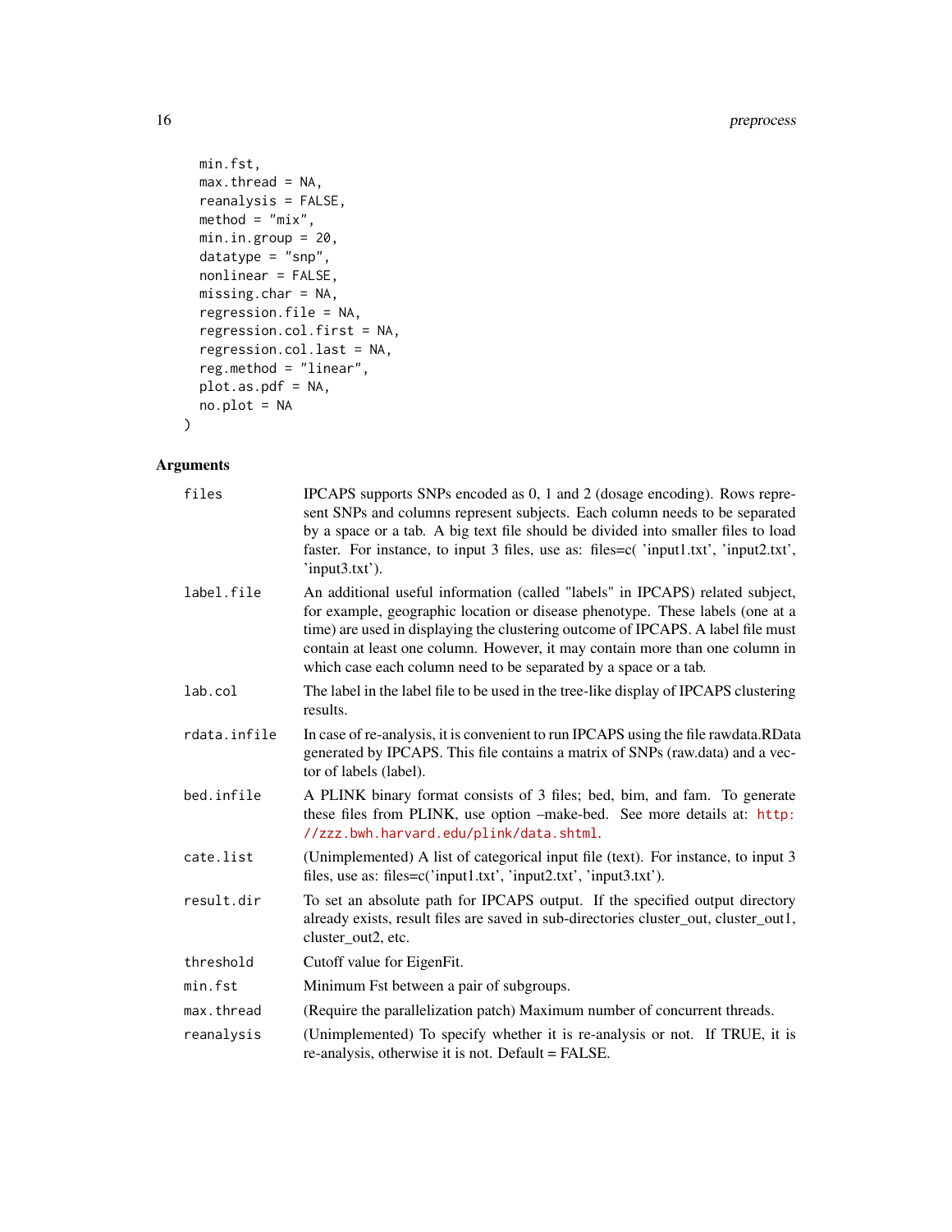```
  min.fst,
  max.thread = NA,
  reanalysis = FALSE,
  method = "mix",
  min.in.group = 20,
  datatype = "snp",
  nonlinear = FALSE,
  missing.char = NA,
  regression.file = NA,
  regression.col.first = NA,
  regression.col.last = NA,
  reg.method = "linear",
  plot.as.pdf = NA,
  no.plot = NA
)
```

## Arguments

| | |
|---|---|
| `files` | IPCAPS supports SNPs encoded as 0, 1 and 2 (dosage encoding). Rows represent SNPs and columns represent subjects. Each column needs to be separated by a space or a tab. A big text file should be divided into smaller files to load faster. For instance, to input 3 files, use as: files=c( 'input1.txt', 'input2.txt', 'input3.txt'). |
| `label.file` | An additional useful information (called "labels" in IPCAPS) related subject, for example, geographic location or disease phenotype. These labels (one at a time) are used in displaying the clustering outcome of IPCAPS. A label file must contain at least one column. However, it may contain more than one column in which case each column need to be separated by a space or a tab. |
| `lab.col` | The label in the label file to be used in the tree-like display of IPCAPS clustering results. |
| `rdata.infile` | In case of re-analysis, it is convenient to run IPCAPS using the file rawdata.RData generated by IPCAPS. This file contains a matrix of SNPs (raw.data) and a vector of labels (label). |
| `bed.infile` | A PLINK binary format consists of 3 files; bed, bim, and fam. To generate these files from PLINK, use option –make-bed. See more details at: http://zzz.bwh.harvard.edu/plink/data.shtml. |
| `cate.list` | (Unimplemented) A list of categorical input file (text). For instance, to input 3 files, use as: files=c('input1.txt', 'input2.txt', 'input3.txt'). |
| `result.dir` | To set an absolute path for IPCAPS output. If the specified output directory already exists, result files are saved in sub-directories cluster_out, cluster_out1, cluster_out2, etc. |
| `threshold` | Cutoff value for EigenFit. |
| `min.fst` | Minimum Fst between a pair of subgroups. |
| `max.thread` | (Require the parallelization patch) Maximum number of concurrent threads. |
| `reanalysis` | (Unimplemented) To specify whether it is re-analysis or not. If TRUE, it is re-analysis, otherwise it is not. Default = FALSE. |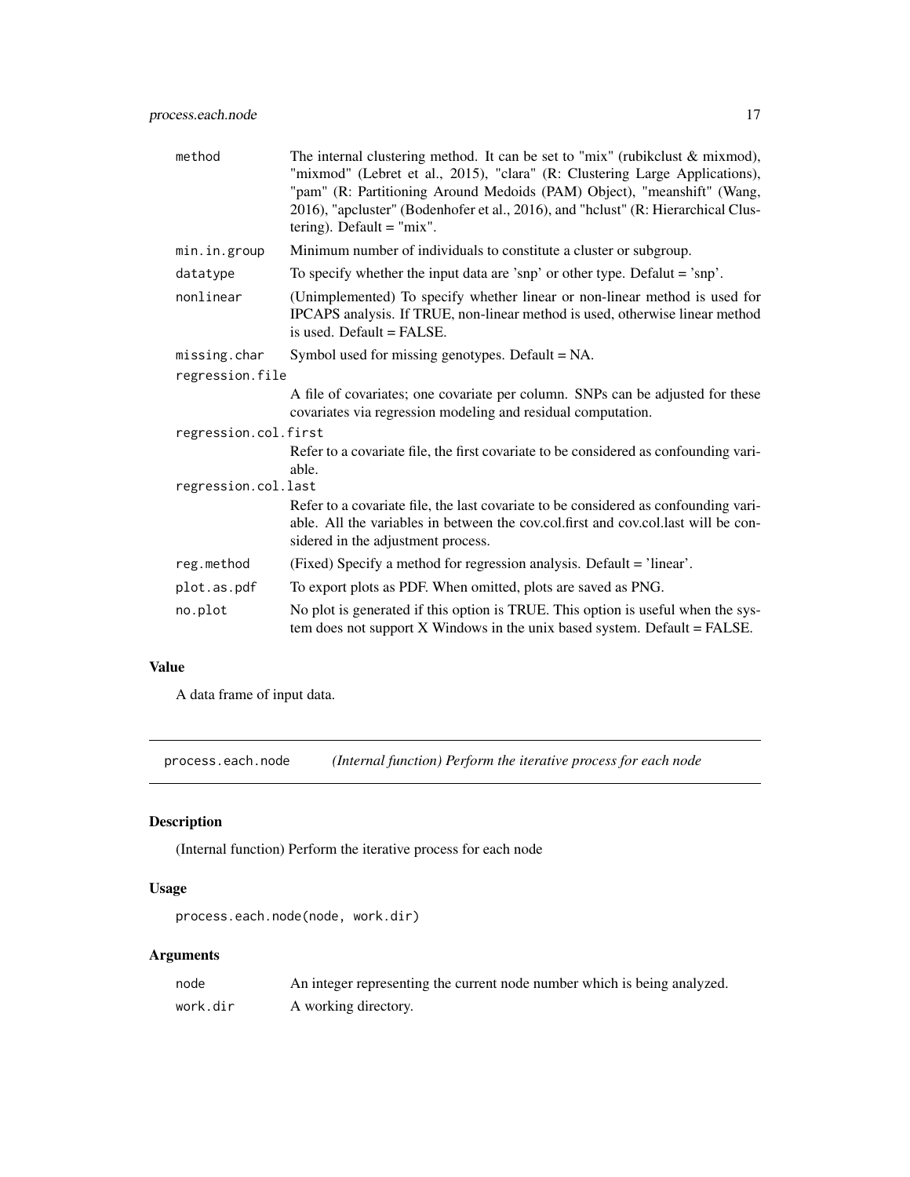| | |
|---|---|
| method | The internal clustering method. It can be set to "mix" (rubikclust & mixmod), "mixmod" (Lebret et al., 2015), "clara" (R: Clustering Large Applications), "pam" (R: Partitioning Around Medoids (PAM) Object), "meanshift" (Wang, 2016), "apcluster" (Bodenhofer et al., 2016), and "hclust" (R: Hierarchical Clustering). Default = "mix". |
| min.in.group | Minimum number of individuals to constitute a cluster or subgroup. |
| datatype | To specify whether the input data are 'snp' or other type. Defalut = 'snp'. |
| nonlinear | (Unimplemented) To specify whether linear or non-linear method is used for IPCAPS analysis. If TRUE, non-linear method is used, otherwise linear method is used. Default = FALSE. |
| missing.char | Symbol used for missing genotypes. Default = NA. |
| regression.file | A file of covariates; one covariate per column. SNPs can be adjusted for these covariates via regression modeling and residual computation. |
| regression.col.first | Refer to a covariate file, the first covariate to be considered as confounding variable. |
| regression.col.last | Refer to a covariate file, the last covariate to be considered as confounding variable. All the variables in between the cov.col.first and cov.col.last will be considered in the adjustment process. |
| reg.method | (Fixed) Specify a method for regression analysis. Default = 'linear'. |
| plot.as.pdf | To export plots as PDF. When omitted, plots are saved as PNG. |
| no.plot | No plot is generated if this option is TRUE. This option is useful when the system does not support X Windows in the unix based system. Default = FALSE. |

## Value

A data frame of input data.

---

# process.each.node *(Internal function) Perform the iterative process for each node*

## Description

(Internal function) Perform the iterative process for each node

## Usage

```
process.each.node(node, work.dir)
```

## Arguments

| | |
|---|---|
| node | An integer representing the current node number which is being analyzed. |
| work.dir | A working directory. |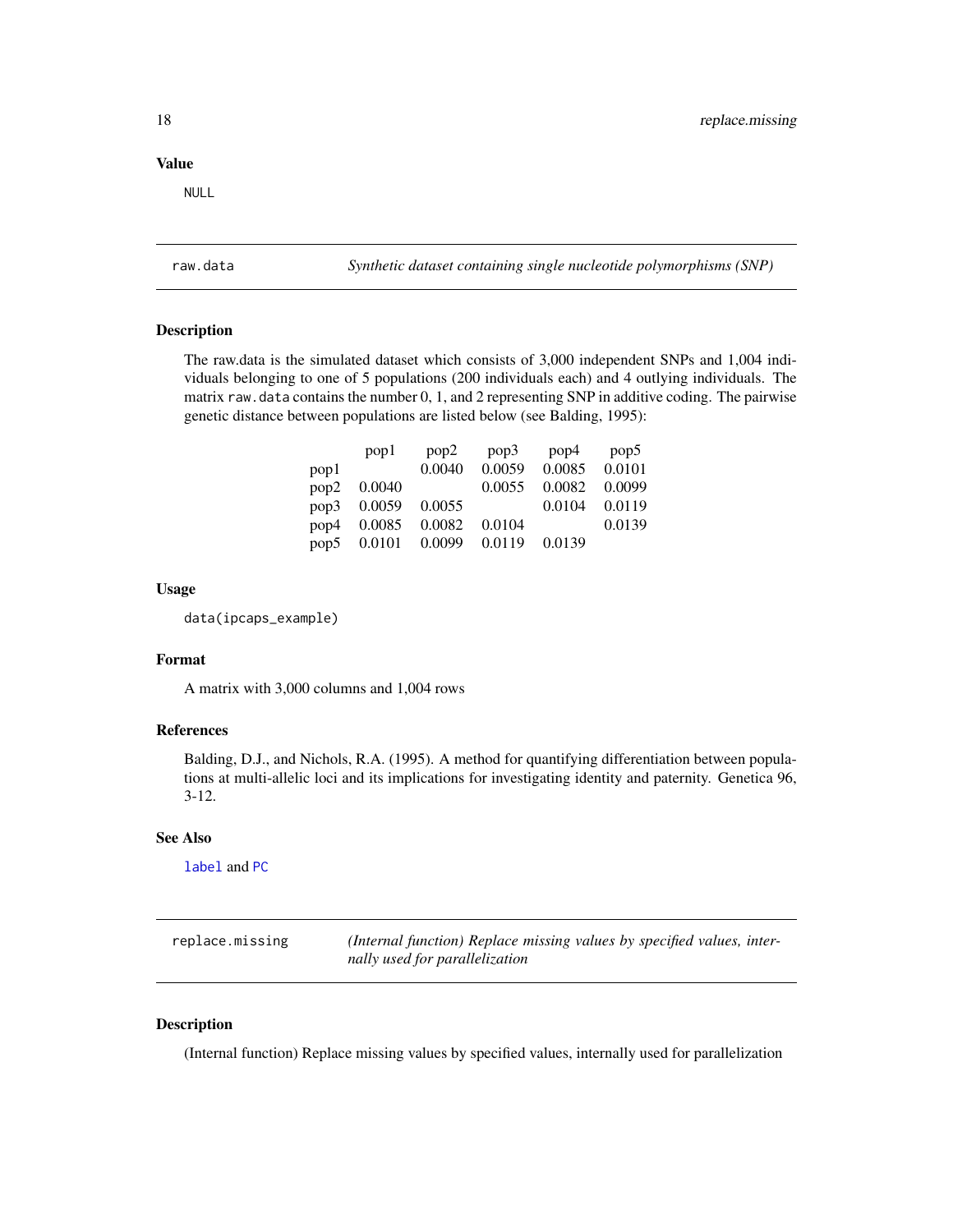### Value

NULL

## raw.data — *Synthetic dataset containing single nucleotide polymorphisms (SNP)*

### Description

The raw.data is the simulated dataset which consists of 3,000 independent SNPs and 1,004 individuals belonging to one of 5 populations (200 individuals each) and 4 outlying individuals. The matrix `raw.data` contains the number 0, 1, and 2 representing SNP in additive coding. The pairwise genetic distance between populations are listed below (see Balding, 1995):

| | pop1 | pop2 | pop3 | pop4 | pop5 |
|---|---|---|---|---|---|
| pop1 | | 0.0040 | 0.0059 | 0.0085 | 0.0101 |
| pop2 | 0.0040 | | 0.0055 | 0.0082 | 0.0099 |
| pop3 | 0.0059 | 0.0055 | | 0.0104 | 0.0119 |
| pop4 | 0.0085 | 0.0082 | 0.0104 | | 0.0139 |
| pop5 | 0.0101 | 0.0099 | 0.0119 | 0.0139 | |

### Usage

```
data(ipcaps_example)
```

### Format

A matrix with 3,000 columns and 1,004 rows

### References

Balding, D.J., and Nichols, R.A. (1995). A method for quantifying differentiation between populations at multi-allelic loci and its implications for investigating identity and paternity. Genetica 96, 3-12.

### See Also

`label` and `PC`

## replace.missing — *(Internal function) Replace missing values by specified values, internally used for parallelization*

### Description

(Internal function) Replace missing values by specified values, internally used for parallelization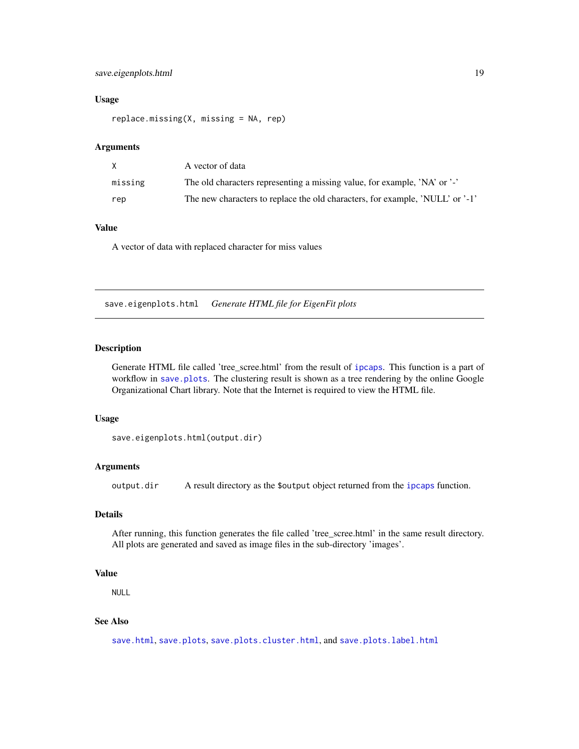### Usage

```
replace.missing(X, missing = NA, rep)
```

### Arguments

| | |
|---|---|
| X | A vector of data |
| missing | The old characters representing a missing value, for example, 'NA' or '-' |
| rep | The new characters to replace the old characters, for example, 'NULL' or '-1' |

### Value

A vector of data with replaced character for miss values

---

## save.eigenplots.html *Generate HTML file for EigenFit plots*

---

### Description

Generate HTML file called 'tree_scree.html' from the result of `ipcaps`. This function is a part of workflow in `save.plots`. The clustering result is shown as a tree rendering by the online Google Organizational Chart library. Note that the Internet is required to view the HTML file.

### Usage

```
save.eigenplots.html(output.dir)
```

### Arguments

| | |
|---|---|
| output.dir | A result directory as the `$output` object returned from the `ipcaps` function. |

### Details

After running, this function generates the file called 'tree_scree.html' in the same result directory. All plots are generated and saved as image files in the sub-directory 'images'.

### Value

NULL

### See Also

`save.html`, `save.plots`, `save.plots.cluster.html`, and `save.plots.label.html`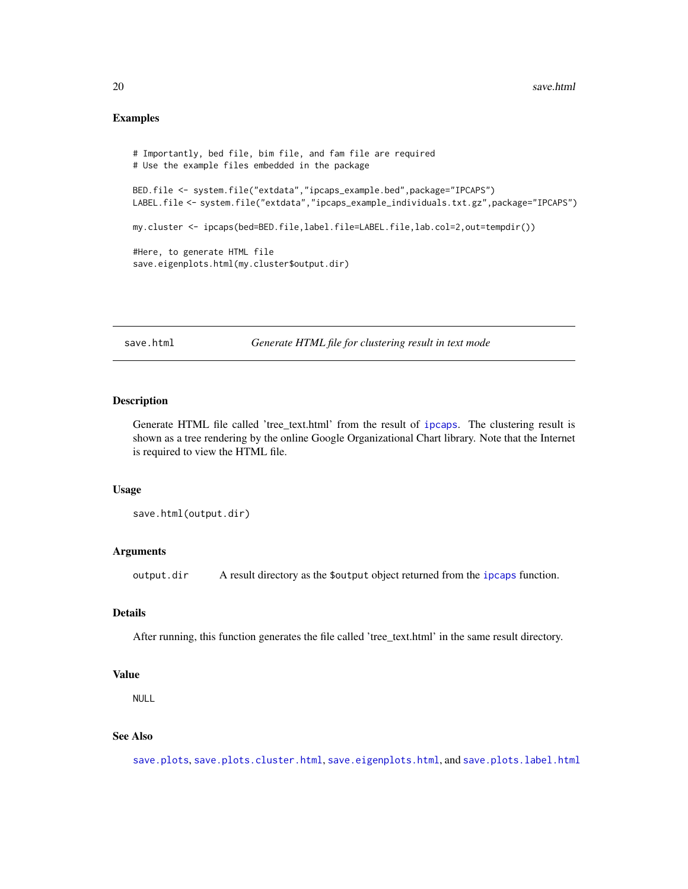### Examples

```
# Importantly, bed file, bim file, and fam file are required
# Use the example files embedded in the package

BED.file <- system.file("extdata","ipcaps_example.bed",package="IPCAPS")
LABEL.file <- system.file("extdata","ipcaps_example_individuals.txt.gz",package="IPCAPS")

my.cluster <- ipcaps(bed=BED.file,label.file=LABEL.file,lab.col=2,out=tempdir())

#Here, to generate HTML file
save.eigenplots.html(my.cluster$output.dir)
```

---

## save.html — *Generate HTML file for clustering result in text mode*

---

### Description

Generate HTML file called 'tree_text.html' from the result of `ipcaps`. The clustering result is shown as a tree rendering by the online Google Organizational Chart library. Note that the Internet is required to view the HTML file.

### Usage

```
save.html(output.dir)
```

### Arguments

| | |
|---|---|
| `output.dir` | A result directory as the `$output` object returned from the `ipcaps` function. |

### Details

After running, this function generates the file called 'tree_text.html' in the same result directory.

### Value

`NULL`

### See Also

`save.plots`, `save.plots.cluster.html`, `save.eigenplots.html`, and `save.plots.label.html`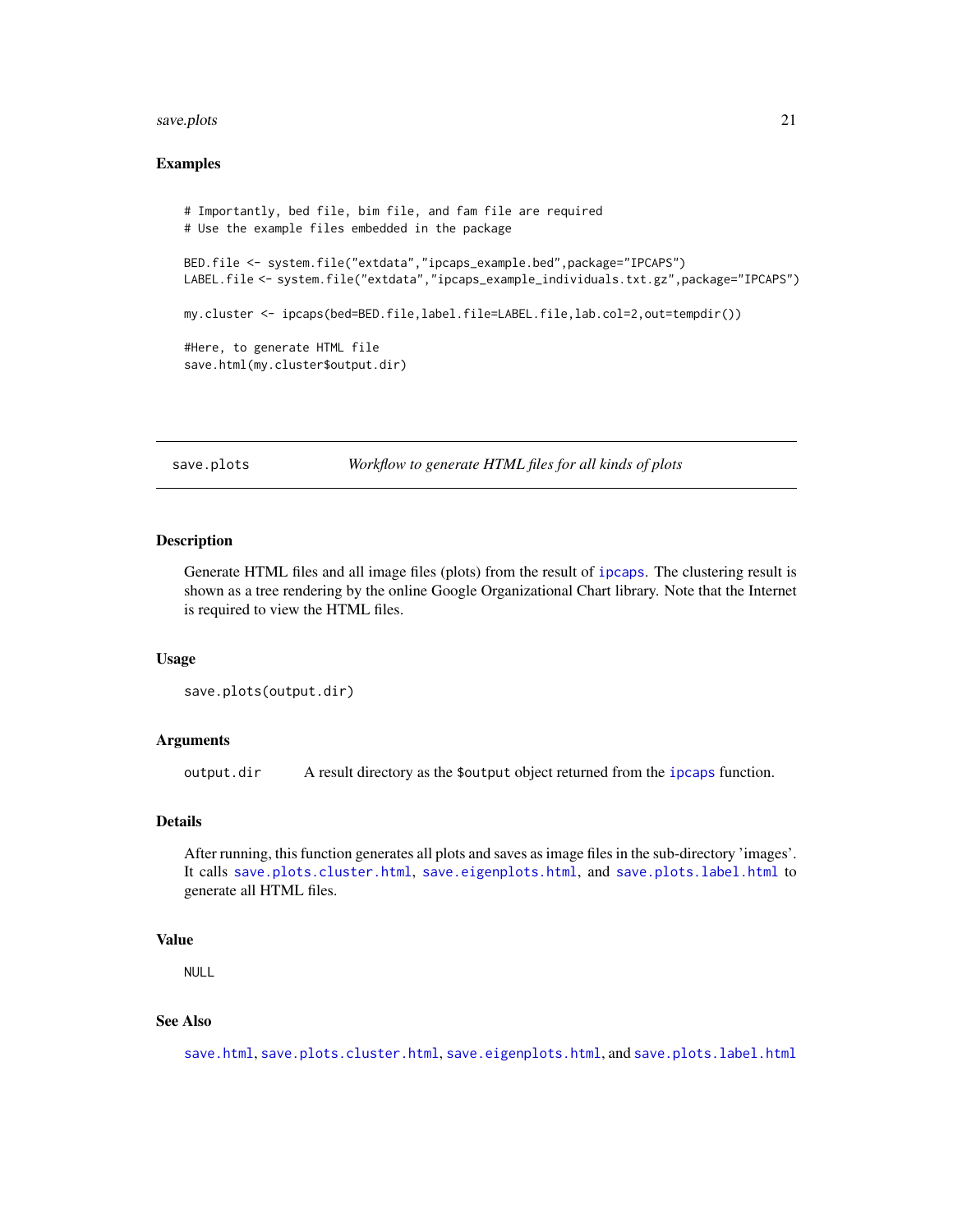## Examples

```
# Importantly, bed file, bim file, and fam file are required
# Use the example files embedded in the package

BED.file <- system.file("extdata","ipcaps_example.bed",package="IPCAPS")
LABEL.file <- system.file("extdata","ipcaps_example_individuals.txt.gz",package="IPCAPS")

my.cluster <- ipcaps(bed=BED.file,label.file=LABEL.file,lab.col=2,out=tempdir())

#Here, to generate HTML file
save.html(my.cluster$output.dir)
```

---

# save.plots — *Workflow to generate HTML files for all kinds of plots*

---

## Description

Generate HTML files and all image files (plots) from the result of `ipcaps`. The clustering result is shown as a tree rendering by the online Google Organizational Chart library. Note that the Internet is required to view the HTML files.

## Usage

```
save.plots(output.dir)
```

## Arguments

| | |
|---|---|
| `output.dir` | A result directory as the `$output` object returned from the `ipcaps` function. |

## Details

After running, this function generates all plots and saves as image files in the sub-directory 'images'. It calls `save.plots.cluster.html`, `save.eigenplots.html`, and `save.plots.label.html` to generate all HTML files.

## Value

NULL

## See Also

`save.html`, `save.plots.cluster.html`, `save.eigenplots.html`, and `save.plots.label.html`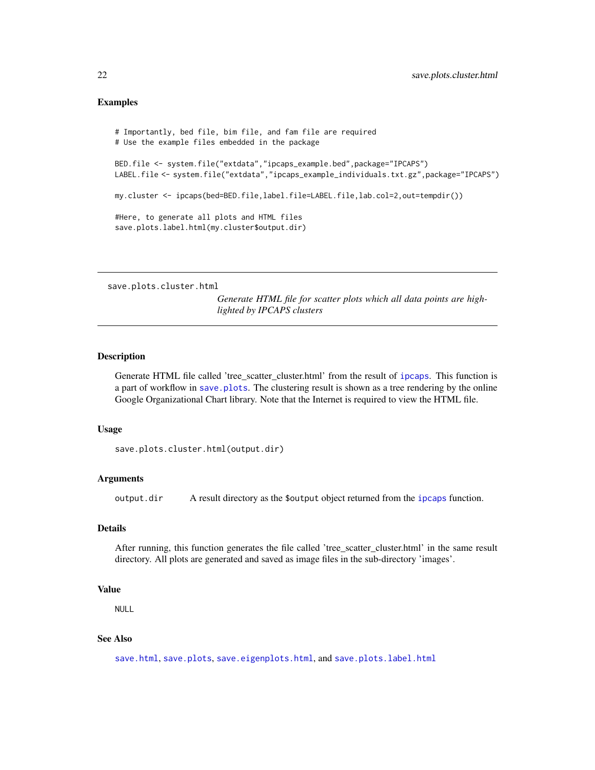### Examples

```
# Importantly, bed file, bim file, and fam file are required
# Use the example files embedded in the package

BED.file <- system.file("extdata","ipcaps_example.bed",package="IPCAPS")
LABEL.file <- system.file("extdata","ipcaps_example_individuals.txt.gz",package="IPCAPS")

my.cluster <- ipcaps(bed=BED.file,label.file=LABEL.file,lab.col=2,out=tempdir())

#Here, to generate all plots and HTML files
save.plots.label.html(my.cluster$output.dir)
```

---

## save.plots.cluster.html

*Generate HTML file for scatter plots which all data points are highlighted by IPCAPS clusters*

---

### Description

Generate HTML file called 'tree_scatter_cluster.html' from the result of `ipcaps`. This function is a part of workflow in `save.plots`. The clustering result is shown as a tree rendering by the online Google Organizational Chart library. Note that the Internet is required to view the HTML file.

### Usage

```
save.plots.cluster.html(output.dir)
```

### Arguments

| | |
|---|---|
| output.dir | A result directory as the `$output` object returned from the `ipcaps` function. |

### Details

After running, this function generates the file called 'tree_scatter_cluster.html' in the same result directory. All plots are generated and saved as image files in the sub-directory 'images'.

### Value

NULL

### See Also

`save.html`, `save.plots`, `save.eigenplots.html`, and `save.plots.label.html`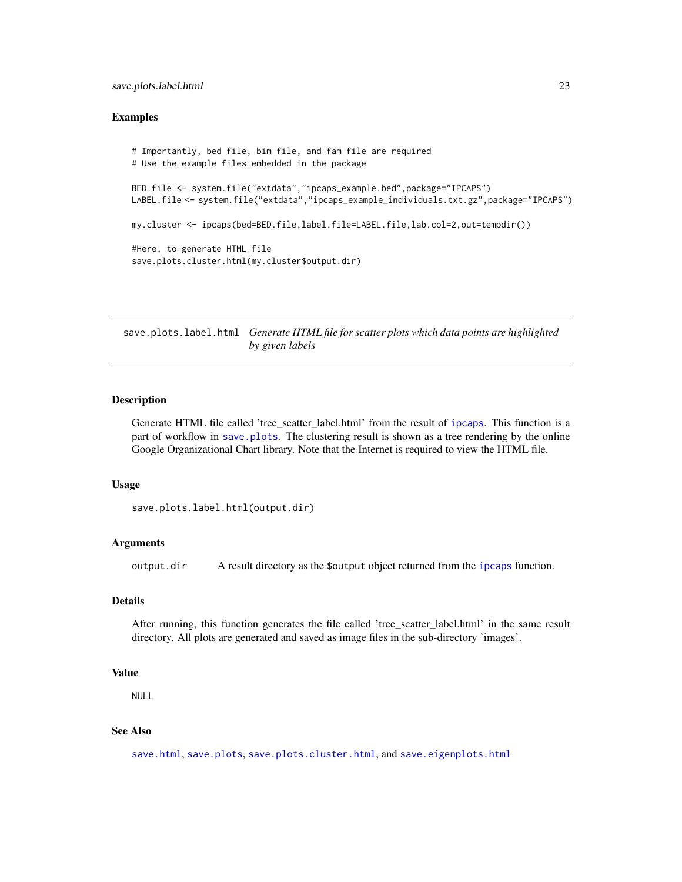### Examples

```
# Importantly, bed file, bim file, and fam file are required
# Use the example files embedded in the package

BED.file <- system.file("extdata","ipcaps_example.bed",package="IPCAPS")
LABEL.file <- system.file("extdata","ipcaps_example_individuals.txt.gz",package="IPCAPS")

my.cluster <- ipcaps(bed=BED.file,label.file=LABEL.file,lab.col=2,out=tempdir())

#Here, to generate HTML file
save.plots.cluster.html(my.cluster$output.dir)
```

---

## save.plots.label.html    *Generate HTML file for scatter plots which data points are highlighted by given labels*

---

### Description

Generate HTML file called 'tree_scatter_label.html' from the result of `ipcaps`. This function is a part of workflow in `save.plots`. The clustering result is shown as a tree rendering by the online Google Organizational Chart library. Note that the Internet is required to view the HTML file.

### Usage

```
save.plots.label.html(output.dir)
```

### Arguments

| | |
|---|---|
| `output.dir` | A result directory as the `$output` object returned from the `ipcaps` function. |

### Details

After running, this function generates the file called 'tree_scatter_label.html' in the same result directory. All plots are generated and saved as image files in the sub-directory 'images'.

### Value

NULL

### See Also

`save.html`, `save.plots`, `save.plots.cluster.html`, and `save.eigenplots.html`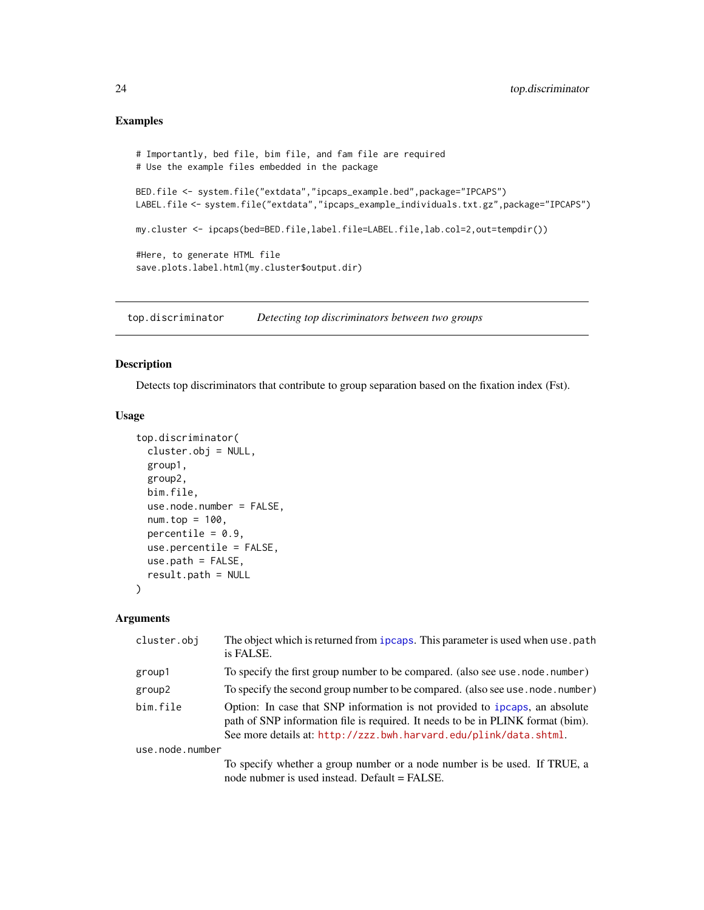## Examples

```
# Importantly, bed file, bim file, and fam file are required
# Use the example files embedded in the package

BED.file <- system.file("extdata","ipcaps_example.bed",package="IPCAPS")
LABEL.file <- system.file("extdata","ipcaps_example_individuals.txt.gz",package="IPCAPS")

my.cluster <- ipcaps(bed=BED.file,label.file=LABEL.file,lab.col=2,out=tempdir())

#Here, to generate HTML file
save.plots.label.html(my.cluster$output.dir)
```

---

`top.discriminator` *Detecting top discriminators between two groups*

---

## Description

Detects top discriminators that contribute to group separation based on the fixation index (Fst).

## Usage

```
top.discriminator(
  cluster.obj = NULL,
  group1,
  group2,
  bim.file,
  use.node.number = FALSE,
  num.top = 100,
  percentile = 0.9,
  use.percentile = FALSE,
  use.path = FALSE,
  result.path = NULL
)
```

## Arguments

| | |
|---|---|
| `cluster.obj` | The object which is returned from `ipcaps`. This parameter is used when `use.path` is FALSE. |
| `group1` | To specify the first group number to be compared. (also see `use.node.number`) |
| `group2` | To specify the second group number to be compared. (also see `use.node.number`) |
| `bim.file` | Option: In case that SNP information is not provided to `ipcaps`, an absolute path of SNP information file is required. It needs to be in PLINK format (bim). See more details at: http://zzz.bwh.harvard.edu/plink/data.shtml. |
| `use.node.number` | To specify whether a group number or a node number is be used. If TRUE, a node nubmer is used instead. Default = FALSE. |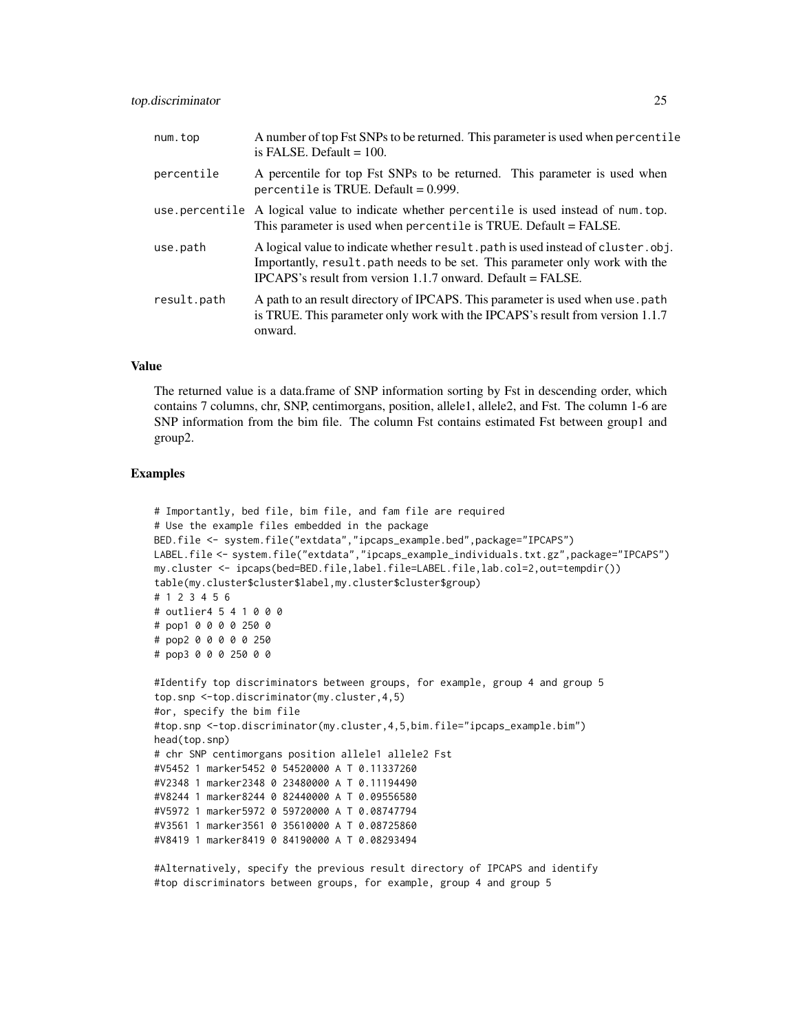| | |
|---|---|
| num.top | A number of top Fst SNPs to be returned. This parameter is used when percentile is FALSE. Default = 100. |
| percentile | A percentile for top Fst SNPs to be returned. This parameter is used when percentile is TRUE. Default = 0.999. |
| use.percentile | A logical value to indicate whether percentile is used instead of num.top. This parameter is used when percentile is TRUE. Default = FALSE. |
| use.path | A logical value to indicate whether result.path is used instead of cluster.obj. Importantly, result.path needs to be set. This parameter only work with the IPCAPS's result from version 1.1.7 onward. Default = FALSE. |
| result.path | A path to an result directory of IPCAPS. This parameter is used when use.path is TRUE. This parameter only work with the IPCAPS's result from version 1.1.7 onward. |

### Value

The returned value is a data.frame of SNP information sorting by Fst in descending order, which contains 7 columns, chr, SNP, centimorgans, position, allele1, allele2, and Fst. The column 1-6 are SNP information from the bim file. The column Fst contains estimated Fst between group1 and group2.

### Examples

```
# Importantly, bed file, bim file, and fam file are required
# Use the example files embedded in the package
BED.file <- system.file("extdata","ipcaps_example.bed",package="IPCAPS")
LABEL.file <- system.file("extdata","ipcaps_example_individuals.txt.gz",package="IPCAPS")
my.cluster <- ipcaps(bed=BED.file,label.file=LABEL.file,lab.col=2,out=tempdir())
table(my.cluster$cluster$label,my.cluster$cluster$group)
# 1 2 3 4 5 6
# outlier4 5 4 1 0 0 0
# pop1 0 0 0 0 250 0
# pop2 0 0 0 0 0 250
# pop3 0 0 0 250 0 0

#Identify top discriminators between groups, for example, group 4 and group 5
top.snp <-top.discriminator(my.cluster,4,5)
#or, specify the bim file
#top.snp <-top.discriminator(my.cluster,4,5,bim.file="ipcaps_example.bim")
head(top.snp)
# chr SNP centimorgans position allele1 allele2 Fst
#V5452 1 marker5452 0 54520000 A T 0.11337260
#V2348 1 marker2348 0 23480000 A T 0.11194490
#V8244 1 marker8244 0 82440000 A T 0.09556580
#V5972 1 marker5972 0 59720000 A T 0.08747794
#V3561 1 marker3561 0 35610000 A T 0.08725860
#V8419 1 marker8419 0 84190000 A T 0.08293494

#Alternatively, specify the previous result directory of IPCAPS and identify
#top discriminators between groups, for example, group 4 and group 5
```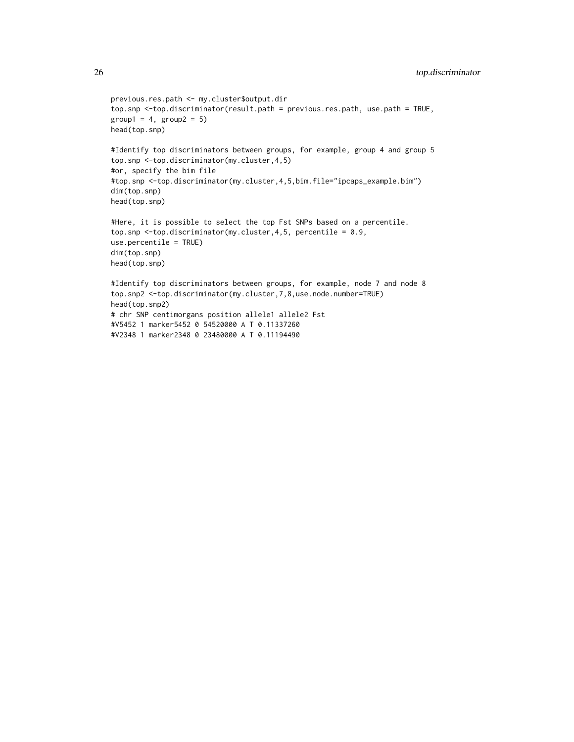```
previous.res.path <- my.cluster$output.dir
top.snp <-top.discriminator(result.path = previous.res.path, use.path = TRUE,
group1 = 4, group2 = 5)
head(top.snp)

#Identify top discriminators between groups, for example, group 4 and group 5
top.snp <-top.discriminator(my.cluster,4,5)
#or, specify the bim file
#top.snp <-top.discriminator(my.cluster,4,5,bim.file="ipcaps_example.bim")
dim(top.snp)
head(top.snp)

#Here, it is possible to select the top Fst SNPs based on a percentile.
top.snp <-top.discriminator(my.cluster,4,5, percentile = 0.9,
use.percentile = TRUE)
dim(top.snp)
head(top.snp)

#Identify top discriminators between groups, for example, node 7 and node 8
top.snp2 <-top.discriminator(my.cluster,7,8,use.node.number=TRUE)
head(top.snp2)
# chr SNP centimorgans position allele1 allele2 Fst
#V5452 1 marker5452 0 54520000 A T 0.11337260
#V2348 1 marker2348 0 23480000 A T 0.11194490
```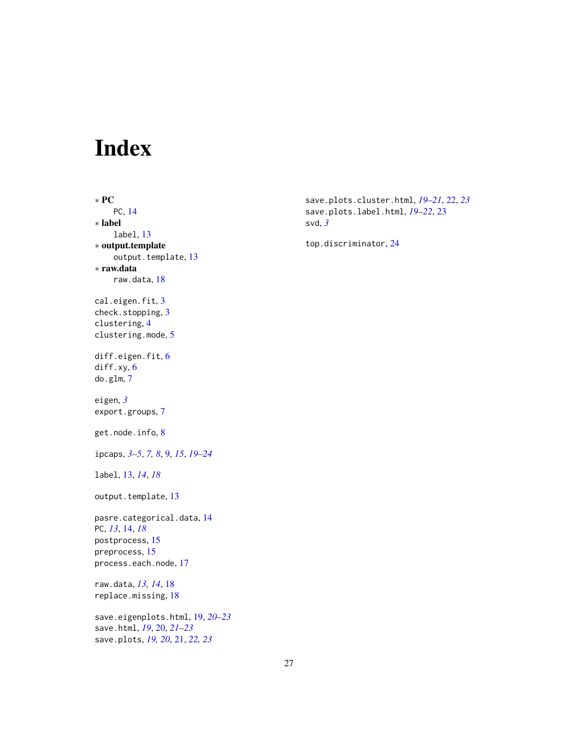# Index

∗ **PC**
  PC, 14
∗ **label**
  label, 13
∗ **output.template**
  output.template, 13
∗ **raw.data**
  raw.data, 18

cal.eigen.fit, 3
check.stopping, 3
clustering, 4
clustering.mode, 5

diff.eigen.fit, 6
diff.xy, 6
do.glm, 7

eigen, *3*
export.groups, 7

get.node.info, 8

ipcaps, *3–5*, *7, 8*, 9, *15*, *19–24*

label, 13, *14*, *18*

output.template, 13

pasre.categorical.data, 14
PC, *13*, 14, *18*
postprocess, 15
preprocess, 15
process.each.node, 17

raw.data, *13, 14*, 18
replace.missing, 18

save.eigenplots.html, 19, *20–23*
save.html, *19*, 20, *21–23*
save.plots, *19, 20*, 21, *22, 23*
save.plots.cluster.html, *19–21*, 22, *23*
save.plots.label.html, *19–22*, 23
svd, *3*

top.discriminator, 24